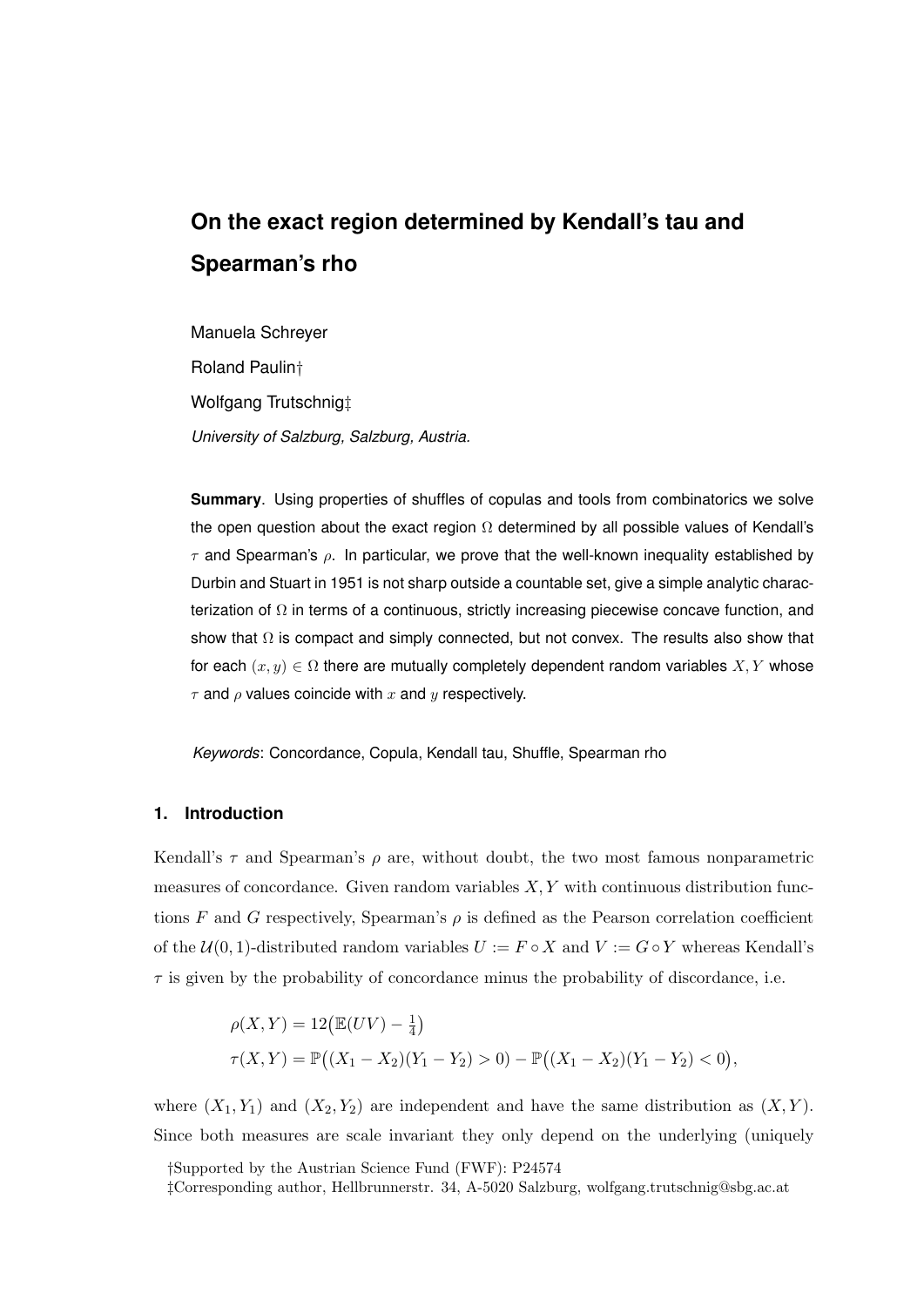# On the exact region determined by Kendall's tau and Spearman's rho

Manuela Schreyer

Roland Paulin†

Wolfgang Trutschnig‡

*University of Salzburg, Salzburg, Austria.*

**Summary**. Using properties of shuffles of copulas and tools from combinatorics we solve the open question about the exact region $\Omega$ determined by all possible values of Kendall's $\tau$ and Spearman's $\rho$. In particular, we prove that the well-known inequality established by Durbin and Stuart in 1951 is not sharp outside a countable set, give a simple analytic characterization of $\Omega$ in terms of a continuous, strictly increasing piecewise concave function, and show that $\Omega$ is compact and simply connected, but not convex. The results also show that for each $(x, y) \in \Omega$ there are mutually completely dependent random variables $X, Y$ whose $\tau$ and $\rho$ values coincide with $x$ and $y$ respectively.

*Keywords*: Concordance, Copula, Kendall tau, Shuffle, Spearman rho

## 1. Introduction

Kendall's $\tau$ and Spearman's $\rho$ are, without doubt, the two most famous nonparametric measures of concordance. Given random variables $X, Y$ with continuous distribution functions $F$ and $G$ respectively, Spearman's $\rho$ is defined as the Pearson correlation coefficient of the $\mathcal{U}(0, 1)$-distributed random variables $U := F \circ X$ and $V := G \circ Y$ whereas Kendall's $\tau$ is given by the probability of concordance minus the probability of discordance, i.e.

$$\rho(X, Y) = 12\big(\mathbb{E}(UV) - \tfrac{1}{4}\big)$$
$$\tau(X, Y) = \mathbb{P}\big((X_1 - X_2)(Y_1 - Y_2) > 0\big) - \mathbb{P}\big((X_1 - X_2)(Y_1 - Y_2) < 0\big),$$

where $(X_1, Y_1)$ and $(X_2, Y_2)$ are independent and have the same distribution as $(X, Y)$. Since both measures are scale invariant they only depend on the underlying (uniquely

†Supported by the Austrian Science Fund (FWF): P24574

‡Corresponding author, Hellbrunnerstr. 34, A-5020 Salzburg, wolfgang.trutschnig@sbg.ac.at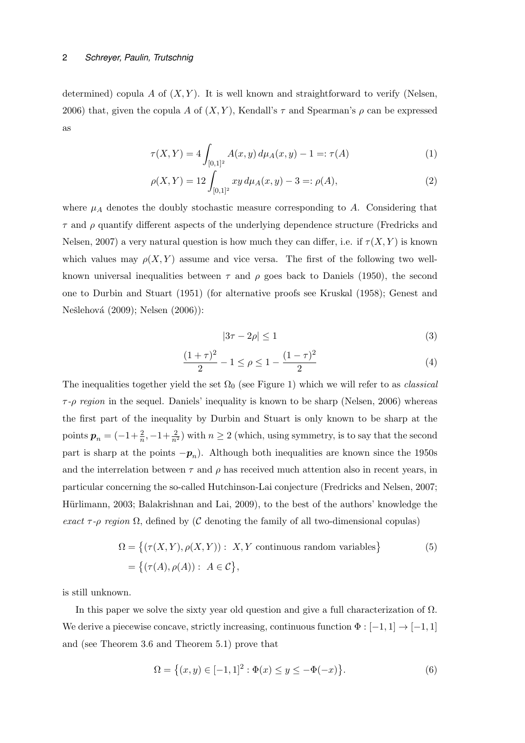determined) copula $A$ of $(X, Y)$. It is well known and straightforward to verify (Nelsen, 2006) that, given the copula $A$ of $(X, Y)$, Kendall's $\tau$ and Spearman's $\rho$ can be expressed as

$$\tau(X, Y) = 4 \int_{[0,1]^2} A(x, y)\, d\mu_A(x, y) - 1 =: \tau(A) \tag{1}$$

$$\rho(X, Y) = 12 \int_{[0,1]^2} xy\, d\mu_A(x, y) - 3 =: \rho(A), \tag{2}$$

where $\mu_A$ denotes the doubly stochastic measure corresponding to $A$. Considering that $\tau$ and $\rho$ quantify different aspects of the underlying dependence structure (Fredricks and Nelsen, 2007) a very natural question is how much they can differ, i.e. if $\tau(X, Y)$ is known which values may $\rho(X, Y)$ assume and vice versa. The first of the following two well-known universal inequalities between $\tau$ and $\rho$ goes back to Daniels (1950), the second one to Durbin and Stuart (1951) (for alternative proofs see Kruskal (1958); Genest and Nešlehová (2009); Nelsen (2006)):

$$|3\tau - 2\rho| \leq 1 \tag{3}$$

$$\frac{(1+\tau)^2}{2} - 1 \leq \rho \leq 1 - \frac{(1-\tau)^2}{2} \tag{4}$$

The inequalities together yield the set $\Omega_0$ (see Figure 1) which we will refer to as *classical $\tau$-$\rho$ region* in the sequel. Daniels' inequality is known to be sharp (Nelsen, 2006) whereas the first part of the inequality by Durbin and Stuart is only known to be sharp at the points $\boldsymbol{p}_n = (-1+\frac{2}{n}, -1+\frac{2}{n^2})$ with $n \geq 2$ (which, using symmetry, is to say that the second part is sharp at the points $-\boldsymbol{p}_n$). Although both inequalities are known since the 1950s and the interrelation between $\tau$ and $\rho$ has received much attention also in recent years, in particular concerning the so-called Hutchinson-Lai conjecture (Fredricks and Nelsen, 2007; Hürlimann, 2003; Balakrishnan and Lai, 2009), to the best of the authors' knowledge the *exact $\tau$-$\rho$ region* $\Omega$, defined by ($\mathcal{C}$ denoting the family of all two-dimensional copulas)

$$\begin{aligned} \Omega &= \big\{(\tau(X, Y), \rho(X, Y)) : \; X, Y \text{ continuous random variables}\big\} \\ &= \big\{(\tau(A), \rho(A)) : \; A \in \mathcal{C}\big\}, \end{aligned} \tag{5}$$

is still unknown.

In this paper we solve the sixty year old question and give a full characterization of $\Omega$. We derive a piecewise concave, strictly increasing, continuous function $\Phi : [-1, 1] \to [-1, 1]$ and (see Theorem 3.6 and Theorem 5.1) prove that

$$\Omega = \big\{(x, y) \in [-1, 1]^2 : \Phi(x) \leq y \leq -\Phi(-x)\big\}. \tag{6}$$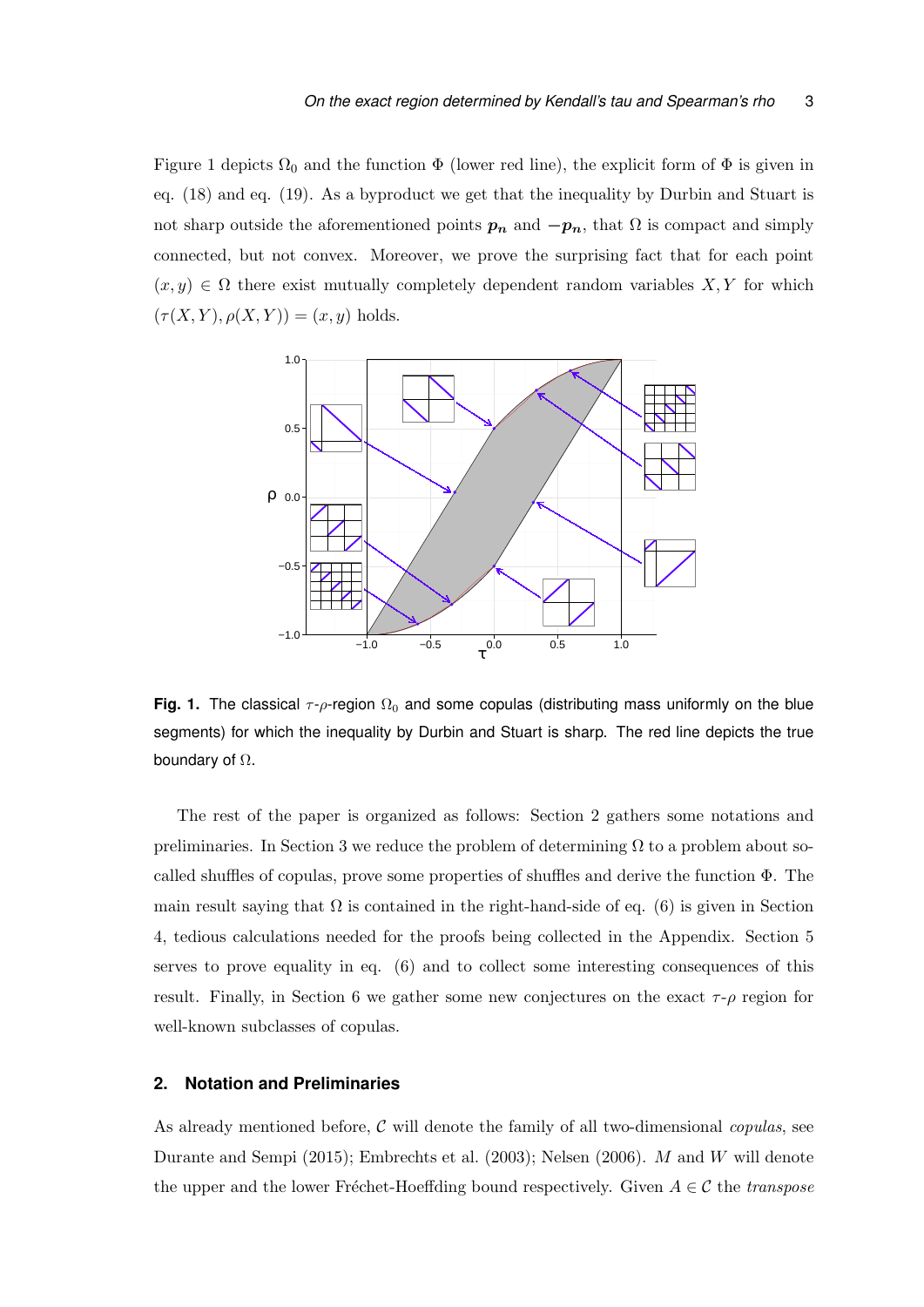Figure 1 depicts $\Omega_0$ and the function $\Phi$ (lower red line), the explicit form of $\Phi$ is given in eq. (18) and eq. (19). As a byproduct we get that the inequality by Durbin and Stuart is not sharp outside the aforementioned points $\boldsymbol{p_n}$ and $-\boldsymbol{p_n}$, that $\Omega$ is compact and simply connected, but not convex. Moreover, we prove the surprising fact that for each point $(x, y) \in \Omega$ there exist mutually completely dependent random variables $X, Y$ for which $(\tau(X, Y), \rho(X, Y)) = (x, y)$ holds.

**Fig. 1.** The classical $\tau$-$\rho$-region $\Omega_0$ and some copulas (distributing mass uniformly on the blue segments) for which the inequality by Durbin and Stuart is sharp. The red line depicts the true boundary of $\Omega$.

The rest of the paper is organized as follows: Section 2 gathers some notations and preliminaries. In Section 3 we reduce the problem of determining $\Omega$ to a problem about so-called shuffles of copulas, prove some properties of shuffles and derive the function $\Phi$. The main result saying that $\Omega$ is contained in the right-hand-side of eq. (6) is given in Section 4, tedious calculations needed for the proofs being collected in the Appendix. Section 5 serves to prove equality in eq. (6) and to collect some interesting consequences of this result. Finally, in Section 6 we gather some new conjectures on the exact $\tau$-$\rho$ region for well-known subclasses of copulas.

## 2. Notation and Preliminaries

As already mentioned before, $\mathcal{C}$ will denote the family of all two-dimensional *copulas*, see Durante and Sempi (2015); Embrechts et al. (2003); Nelsen (2006). $M$ and $W$ will denote the upper and the lower Fréchet-Hoeffding bound respectively. Given $A \in \mathcal{C}$ the *transpose*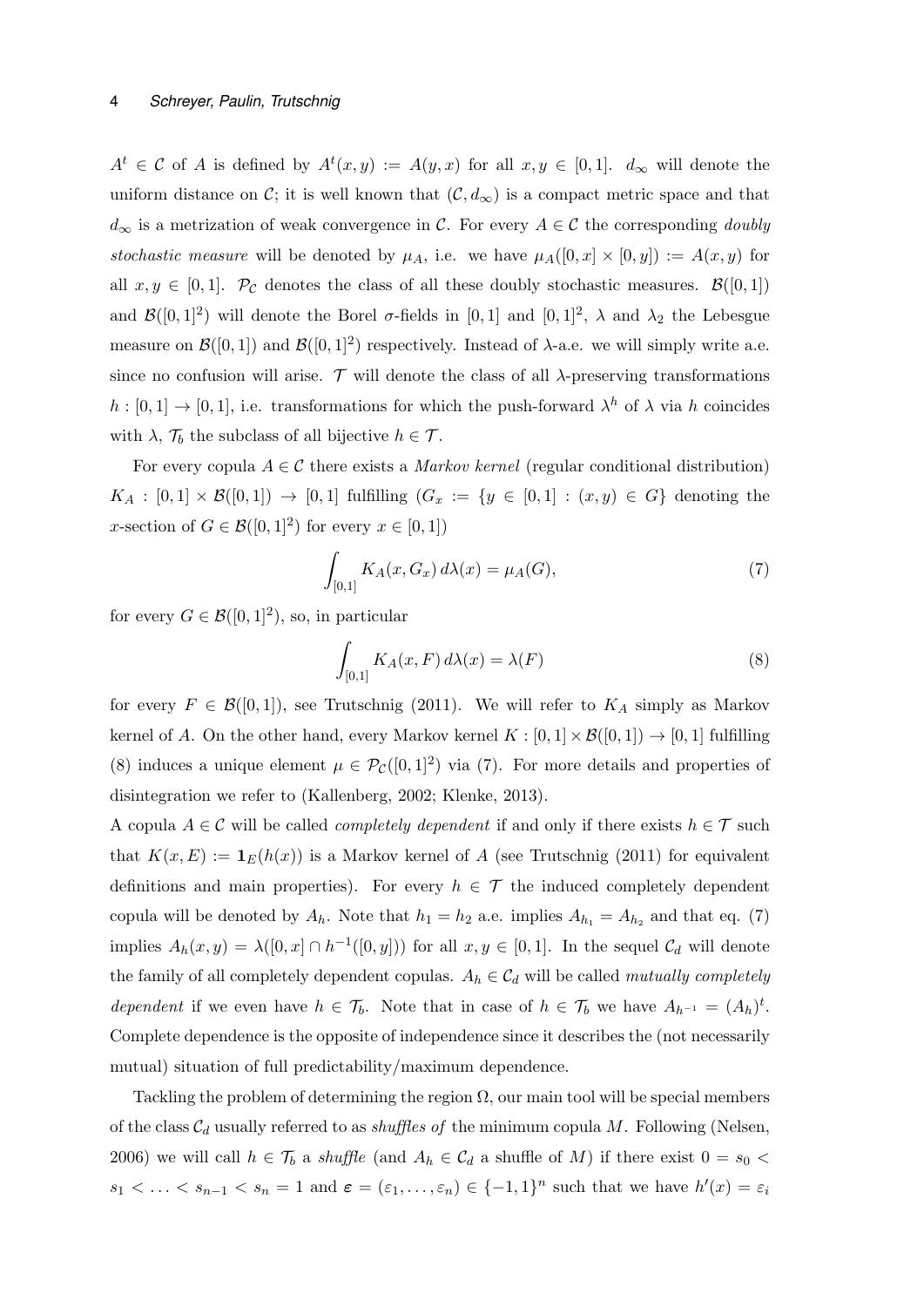$A^t \in \mathcal{C}$ of $A$ is defined by $A^t(x,y) := A(y,x)$ for all $x, y \in [0,1]$. $d_\infty$ will denote the uniform distance on $\mathcal{C}$; it is well known that $(\mathcal{C}, d_\infty)$ is a compact metric space and that $d_\infty$ is a metrization of weak convergence in $\mathcal{C}$. For every $A \in \mathcal{C}$ the corresponding *doubly stochastic measure* will be denoted by $\mu_A$, i.e. we have $\mu_A([0,x] \times [0,y]) := A(x,y)$ for all $x, y \in [0,1]$. $\mathcal{P_C}$ denotes the class of all these doubly stochastic measures. $\mathcal{B}([0,1])$ and $\mathcal{B}([0,1]^2)$ will denote the Borel $\sigma$-fields in $[0,1]$ and $[0,1]^2$, $\lambda$ and $\lambda_2$ the Lebesgue measure on $\mathcal{B}([0,1])$ and $\mathcal{B}([0,1]^2)$ respectively. Instead of $\lambda$-a.e. we will simply write a.e. since no confusion will arise. $\mathcal{T}$ will denote the class of all $\lambda$-preserving transformations $h : [0,1] \to [0,1]$, i.e. transformations for which the push-forward $\lambda^h$ of $\lambda$ via $h$ coincides with $\lambda$, $\mathcal{T}_b$ the subclass of all bijective $h \in \mathcal{T}$.

For every copula $A \in \mathcal{C}$ there exists a *Markov kernel* (regular conditional distribution) $K_A : [0,1] \times \mathcal{B}([0,1]) \to [0,1]$ fulfilling ($G_x := \{y \in [0,1] : (x,y) \in G\}$ denoting the $x$-section of $G \in \mathcal{B}([0,1]^2)$ for every $x \in [0,1]$)

$$\int_{[0,1]} K_A(x, G_x)\, d\lambda(x) = \mu_A(G), \tag{7}$$

for every $G \in \mathcal{B}([0,1]^2)$, so, in particular

$$\int_{[0,1]} K_A(x, F)\, d\lambda(x) = \lambda(F) \tag{8}$$

for every $F \in \mathcal{B}([0,1])$, see Trutschnig (2011). We will refer to $K_A$ simply as Markov kernel of $A$. On the other hand, every Markov kernel $K : [0,1] \times \mathcal{B}([0,1]) \to [0,1]$ fulfilling (8) induces a unique element $\mu \in \mathcal{P_C}([0,1]^2)$ via (7). For more details and properties of disintegration we refer to (Kallenberg, 2002; Klenke, 2013).

A copula $A \in \mathcal{C}$ will be called *completely dependent* if and only if there exists $h \in \mathcal{T}$ such that $K(x, E) := \mathbf{1}_E(h(x))$ is a Markov kernel of $A$ (see Trutschnig (2011) for equivalent definitions and main properties). For every $h \in \mathcal{T}$ the induced completely dependent copula will be denoted by $A_h$. Note that $h_1 = h_2$ a.e. implies $A_{h_1} = A_{h_2}$ and that eq. (7) implies $A_h(x,y) = \lambda([0,x] \cap h^{-1}([0,y]))$ for all $x, y \in [0,1]$. In the sequel $\mathcal{C}_d$ will denote the family of all completely dependent copulas. $A_h \in \mathcal{C}_d$ will be called *mutually completely dependent* if we even have $h \in \mathcal{T}_b$. Note that in case of $h \in \mathcal{T}_b$ we have $A_{h^{-1}} = (A_h)^t$. Complete dependence is the opposite of independence since it describes the (not necessarily mutual) situation of full predictability/maximum dependence.

Tackling the problem of determining the region $\Omega$, our main tool will be special members of the class $\mathcal{C}_d$ usually referred to as *shuffles of* the minimum copula $M$. Following (Nelsen, 2006) we will call $h \in \mathcal{T}_b$ a *shuffle* (and $A_h \in \mathcal{C}_d$ a shuffle of $M$) if there exist $0 = s_0 < s_1 < \ldots < s_{n-1} < s_n = 1$ and $\boldsymbol{\varepsilon} = (\varepsilon_1, \ldots, \varepsilon_n) \in \{-1, 1\}^n$ such that we have $h'(x) = \varepsilon_i$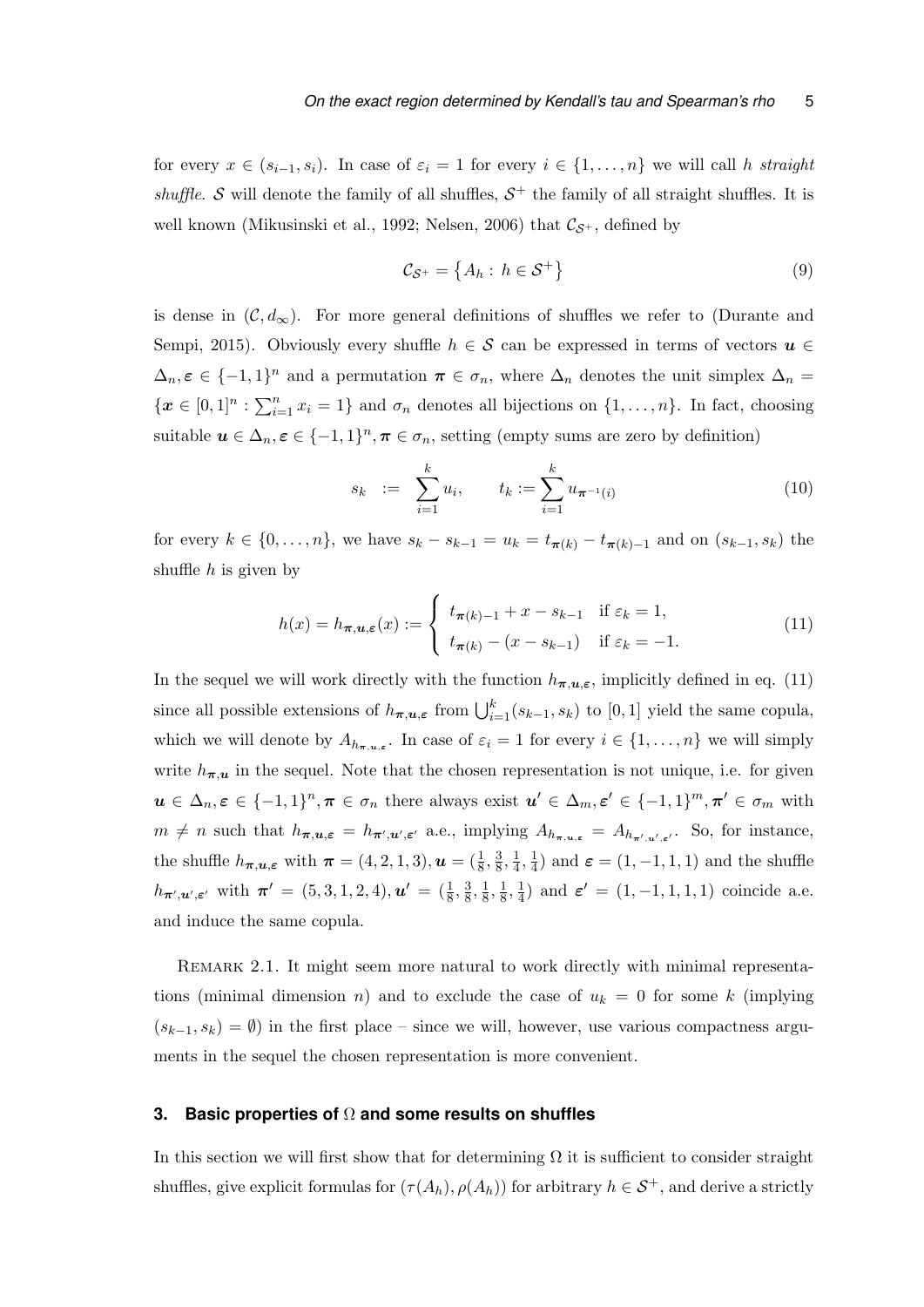for every $x \in (s_{i-1}, s_i)$. In case of $\varepsilon_i = 1$ for every $i \in \{1, \dots, n\}$ we will call $h$ *straight shuffle*. $\mathcal{S}$ will denote the family of all shuffles, $\mathcal{S}^+$ the family of all straight shuffles. It is well known (Mikusinski et al., 1992; Nelsen, 2006) that $\mathcal{C}_{\mathcal{S}^+}$, defined by

$$\mathcal{C}_{\mathcal{S}^+} = \left\{ A_h : \, h \in \mathcal{S}^+ \right\} \tag{9}$$

is dense in $(\mathcal{C}, d_\infty)$. For more general definitions of shuffles we refer to (Durante and Sempi, 2015). Obviously every shuffle $h \in \mathcal{S}$ can be expressed in terms of vectors $\boldsymbol{u} \in \Delta_n, \boldsymbol{\varepsilon} \in \{-1, 1\}^n$ and a permutation $\boldsymbol{\pi} \in \sigma_n$, where $\Delta_n$ denotes the unit simplex $\Delta_n = \{\boldsymbol{x} \in [0,1]^n : \sum_{i=1}^n x_i = 1\}$ and $\sigma_n$ denotes all bijections on $\{1, \dots, n\}$. In fact, choosing suitable $\boldsymbol{u} \in \Delta_n, \boldsymbol{\varepsilon} \in \{-1,1\}^n, \boldsymbol{\pi} \in \sigma_n$, setting (empty sums are zero by definition)

$$s_k \;\; := \;\; \sum_{i=1}^{k} u_i, \qquad t_k := \sum_{i=1}^{k} u_{\boldsymbol{\pi}^{-1}(i)} \tag{10}$$

for every $k \in \{0, \dots, n\}$, we have $s_k - s_{k-1} = u_k = t_{\boldsymbol{\pi}(k)} - t_{\boldsymbol{\pi}(k)-1}$ and on $(s_{k-1}, s_k)$ the shuffle $h$ is given by

$$h(x) = h_{\boldsymbol{\pi},\boldsymbol{u},\boldsymbol{\varepsilon}}(x) := \begin{cases} t_{\boldsymbol{\pi}(k)-1} + x - s_{k-1} & \text{if } \varepsilon_k = 1, \\ t_{\boldsymbol{\pi}(k)} - (x - s_{k-1}) & \text{if } \varepsilon_k = -1. \end{cases} \tag{11}$$

In the sequel we will work directly with the function $h_{\boldsymbol{\pi},\boldsymbol{u},\boldsymbol{\varepsilon}}$, implicitly defined in eq. (11) since all possible extensions of $h_{\boldsymbol{\pi},\boldsymbol{u},\boldsymbol{\varepsilon}}$ from $\bigcup_{i=1}^k (s_{k-1}, s_k)$ to $[0,1]$ yield the same copula, which we will denote by $A_{h_{\boldsymbol{\pi},\boldsymbol{u},\boldsymbol{\varepsilon}}}$. In case of $\varepsilon_i = 1$ for every $i \in \{1, \dots, n\}$ we will simply write $h_{\boldsymbol{\pi},\boldsymbol{u}}$ in the sequel. Note that the chosen representation is not unique, i.e. for given $\boldsymbol{u} \in \Delta_n, \boldsymbol{\varepsilon} \in \{-1,1\}^n, \boldsymbol{\pi} \in \sigma_n$ there always exist $\boldsymbol{u}' \in \Delta_m, \boldsymbol{\varepsilon}' \in \{-1,1\}^m, \boldsymbol{\pi}' \in \sigma_m$ with $m \neq n$ such that $h_{\boldsymbol{\pi},\boldsymbol{u},\boldsymbol{\varepsilon}} = h_{\boldsymbol{\pi}',\boldsymbol{u}',\boldsymbol{\varepsilon}'}$ a.e., implying $A_{h_{\boldsymbol{\pi},\boldsymbol{u},\boldsymbol{\varepsilon}}} = A_{h_{\boldsymbol{\pi}',\boldsymbol{u}',\boldsymbol{\varepsilon}'}}$. So, for instance, the shuffle $h_{\boldsymbol{\pi},\boldsymbol{u},\boldsymbol{\varepsilon}}$ with $\boldsymbol{\pi} = (4,2,1,3), \boldsymbol{u} = (\frac{1}{8}, \frac{3}{8}, \frac{1}{4}, \frac{1}{4})$ and $\boldsymbol{\varepsilon} = (1,-1,1,1)$ and the shuffle $h_{\boldsymbol{\pi}',\boldsymbol{u}',\boldsymbol{\varepsilon}'}$ with $\boldsymbol{\pi}' = (5,3,1,2,4), \boldsymbol{u}' = (\frac{1}{8}, \frac{3}{8}, \frac{1}{8}, \frac{1}{8}, \frac{1}{4})$ and $\boldsymbol{\varepsilon}' = (1,-1,1,1,1)$ coincide a.e. and induce the same copula.

Remark 2.1. It might seem more natural to work directly with minimal representations (minimal dimension $n$) and to exclude the case of $u_k = 0$ for some $k$ (implying $(s_{k-1}, s_k) = \emptyset$) in the first place – since we will, however, use various compactness arguments in the sequel the chosen representation is more convenient.

## 3. Basic properties of $\Omega$ and some results on shuffles

In this section we will first show that for determining $\Omega$ it is sufficient to consider straight shuffles, give explicit formulas for $(\tau(A_h), \rho(A_h))$ for arbitrary $h \in \mathcal{S}^+$, and derive a strictly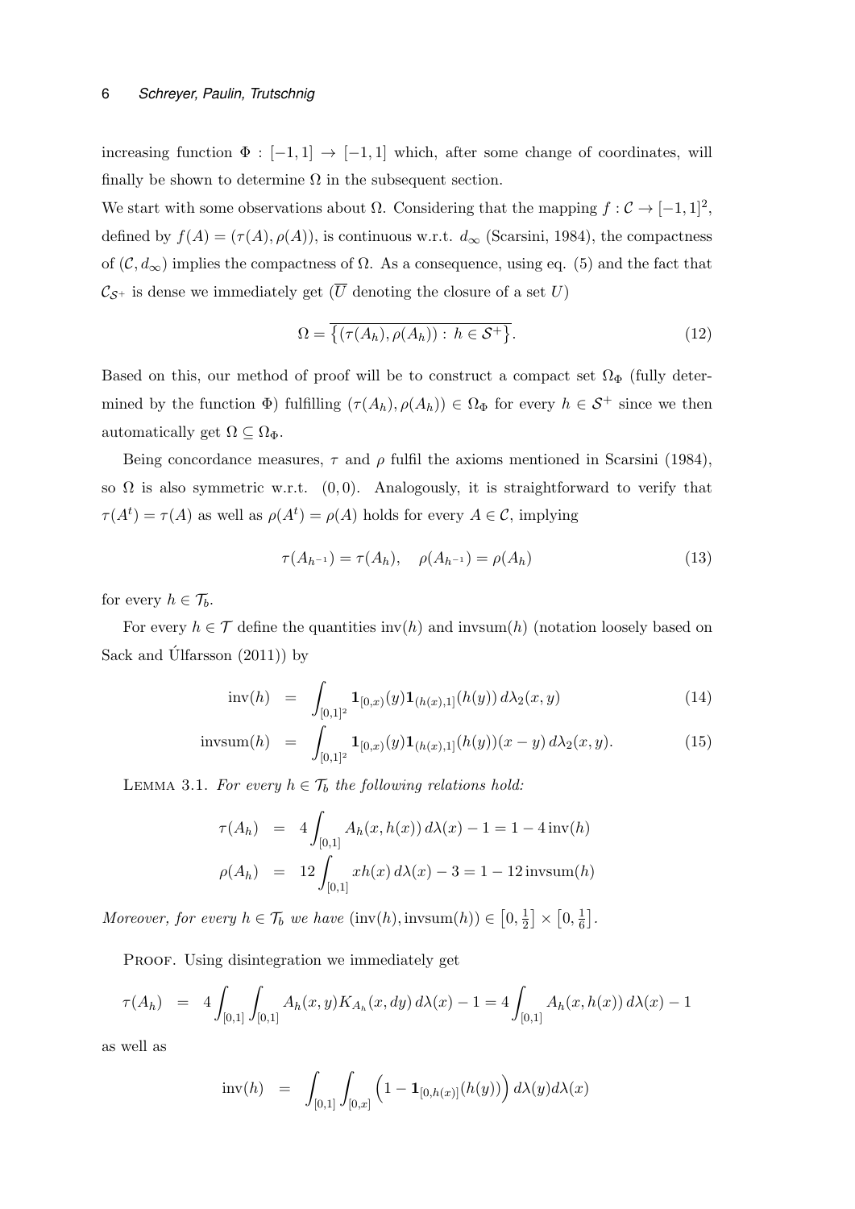increasing function $\Phi : [-1,1] \to [-1,1]$ which, after some change of coordinates, will finally be shown to determine $\Omega$ in the subsequent section.

We start with some observations about $\Omega$. Considering that the mapping $f : \mathcal{C} \to [-1,1]^2$, defined by $f(A) = (\tau(A), \rho(A))$, is continuous w.r.t. $d_\infty$ (Scarsini, 1984), the compactness of $(\mathcal{C}, d_\infty)$ implies the compactness of $\Omega$. As a consequence, using eq. (5) and the fact that $\mathcal{C}_{\mathcal{S}^+}$ is dense we immediately get ($\overline{U}$ denoting the closure of a set $U$)

$$\Omega = \overline{\left\{(\tau(A_h), \rho(A_h)) : \, h \in \mathcal{S}^+\right\}}. \tag{12}$$

Based on this, our method of proof will be to construct a compact set $\Omega_\Phi$ (fully determined by the function $\Phi$) fulfilling $(\tau(A_h), \rho(A_h)) \in \Omega_\Phi$ for every $h \in \mathcal{S}^+$ since we then automatically get $\Omega \subseteq \Omega_\Phi$.

Being concordance measures, $\tau$ and $\rho$ fulfil the axioms mentioned in Scarsini (1984), so $\Omega$ is also symmetric w.r.t. $(0,0)$. Analogously, it is straightforward to verify that $\tau(A^t) = \tau(A)$ as well as $\rho(A^t) = \rho(A)$ holds for every $A \in \mathcal{C}$, implying

$$\tau(A_{h^{-1}}) = \tau(A_h), \quad \rho(A_{h^{-1}}) = \rho(A_h) \tag{13}$$

for every $h \in \mathcal{T}_b$.

For every $h \in \mathcal{T}$ define the quantities $\mathrm{inv}(h)$ and $\mathrm{invsum}(h)$ (notation loosely based on Sack and Úlfarsson (2011)) by

$$\mathrm{inv}(h) = \int_{[0,1]^2} \mathbf{1}_{[0,x)}(y) \mathbf{1}_{(h(x),1]}(h(y)) \, d\lambda_2(x,y) \tag{14}$$

$$\mathrm{invsum}(h) = \int_{[0,1]^2} \mathbf{1}_{[0,x)}(y) \mathbf{1}_{(h(x),1]}(h(y)) (x-y) \, d\lambda_2(x,y). \tag{15}$$

Lemma 3.1. *For every $h \in \mathcal{T}_b$ the following relations hold:*

$$\tau(A_h) = 4 \int_{[0,1]} A_h(x, h(x)) \, d\lambda(x) - 1 = 1 - 4 \, \mathrm{inv}(h)$$

$$\rho(A_h) = 12 \int_{[0,1]} x h(x) \, d\lambda(x) - 3 = 1 - 12 \, \mathrm{invsum}(h)$$

*Moreover, for every $h \in \mathcal{T}_b$ we have $(\mathrm{inv}(h), \mathrm{invsum}(h)) \in \left[0, \frac{1}{2}\right] \times \left[0, \frac{1}{6}\right]$.*

Proof. Using disintegration we immediately get

$$\tau(A_h) = 4 \int_{[0,1]} \int_{[0,1]} A_h(x,y) K_{A_h}(x, dy) \, d\lambda(x) - 1 = 4 \int_{[0,1]} A_h(x, h(x)) \, d\lambda(x) - 1$$

as well as

$$\mathrm{inv}(h) = \int_{[0,1]} \int_{[0,x]} \Big(1 - \mathbf{1}_{[0,h(x)]}(h(y))\Big) \, d\lambda(y) d\lambda(x)$$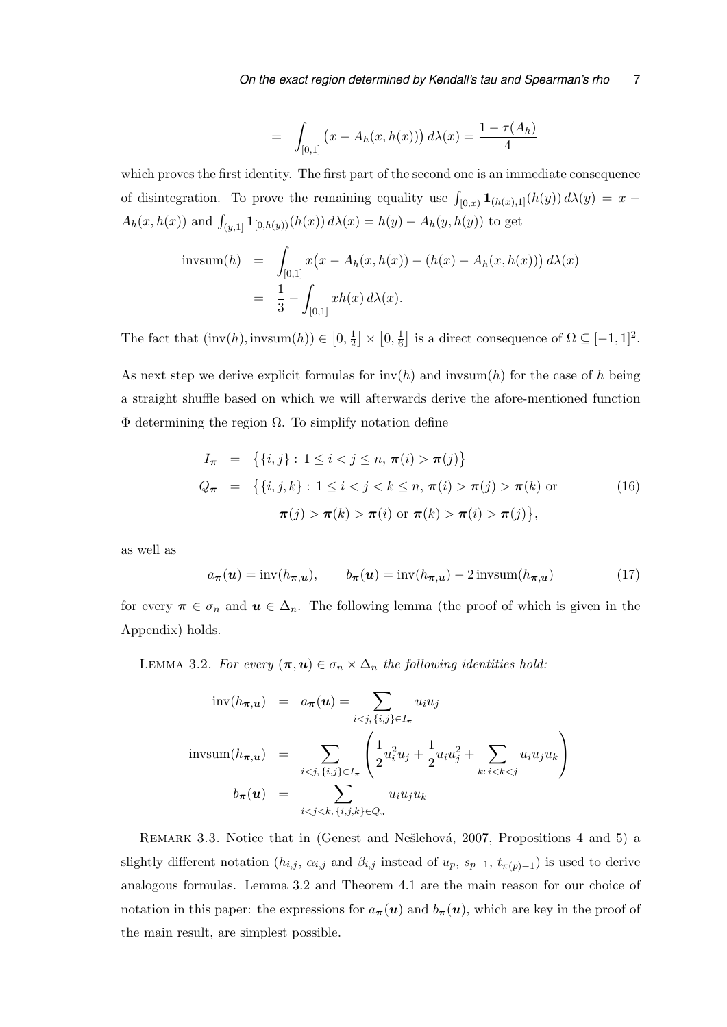$$= \int_{[0,1]} \big(x - A_h(x, h(x))\big)\, d\lambda(x) = \frac{1 - \tau(A_h)}{4}$$

which proves the first identity. The first part of the second one is an immediate consequence of disintegration. To prove the remaining equality use $\int_{[0,x)} \mathbf{1}_{(h(x),1]}(h(y))\, d\lambda(y) = x - A_h(x, h(x))$ and $\int_{(y,1]} \mathbf{1}_{[0,h(y))}(h(x))\, d\lambda(x) = h(y) - A_h(y, h(y))$ to get

$$\begin{aligned}
\mathrm{invsum}(h) &= \int_{[0,1]} x\big(x - A_h(x, h(x)) - (h(x) - A_h(x, h(x))\big)\, d\lambda(x) \\
&= \frac{1}{3} - \int_{[0,1]} x h(x)\, d\lambda(x).
\end{aligned}$$

The fact that $(\mathrm{inv}(h), \mathrm{invsum}(h)) \in \left[0, \frac{1}{2}\right] \times \left[0, \frac{1}{6}\right]$ is a direct consequence of $\Omega \subseteq [-1,1]^2$.

As next step we derive explicit formulas for $\mathrm{inv}(h)$ and $\mathrm{invsum}(h)$ for the case of $h$ being a straight shuffle based on which we will afterwards derive the afore-mentioned function $\Phi$ determining the region $\Omega$. To simplify notation define

$$\begin{aligned}
I_{\boldsymbol{\pi}} &= \big\{\{i,j\} : 1 \le i < j \le n,\ \boldsymbol{\pi}(i) > \boldsymbol{\pi}(j)\big\} \\
Q_{\boldsymbol{\pi}} &= \big\{\{i,j,k\} : 1 \le i < j < k \le n,\ \boldsymbol{\pi}(i) > \boldsymbol{\pi}(j) > \boldsymbol{\pi}(k) \text{ or} \\
&\qquad \boldsymbol{\pi}(j) > \boldsymbol{\pi}(k) > \boldsymbol{\pi}(i) \text{ or } \boldsymbol{\pi}(k) > \boldsymbol{\pi}(i) > \boldsymbol{\pi}(j)\big\},
\end{aligned} \tag{16}$$

as well as

$$a_{\boldsymbol{\pi}}(\boldsymbol{u}) = \mathrm{inv}(h_{\boldsymbol{\pi},\boldsymbol{u}}), \qquad b_{\boldsymbol{\pi}}(\boldsymbol{u}) = \mathrm{inv}(h_{\boldsymbol{\pi},\boldsymbol{u}}) - 2\,\mathrm{invsum}(h_{\boldsymbol{\pi},\boldsymbol{u}}) \tag{17}$$

for every $\boldsymbol{\pi} \in \sigma_n$ and $\boldsymbol{u} \in \Delta_n$. The following lemma (the proof of which is given in the Appendix) holds.

Lemma 3.2. *For every $(\boldsymbol{\pi}, \boldsymbol{u}) \in \sigma_n \times \Delta_n$ the following identities hold:*

$$\begin{aligned}
\mathrm{inv}(h_{\boldsymbol{\pi},\boldsymbol{u}}) &= a_{\boldsymbol{\pi}}(\boldsymbol{u}) = \sum_{i<j,\ \{i,j\} \in I_{\boldsymbol{\pi}}} u_i u_j \\
\mathrm{invsum}(h_{\boldsymbol{\pi},\boldsymbol{u}}) &= \sum_{i<j,\ \{i,j\} \in I_{\boldsymbol{\pi}}} \left(\frac{1}{2}u_i^2 u_j + \frac{1}{2}u_i u_j^2 + \sum_{k:\, i<k<j} u_i u_j u_k\right) \\
b_{\boldsymbol{\pi}}(\boldsymbol{u}) &= \sum_{i<j<k,\ \{i,j,k\} \in Q_{\boldsymbol{\pi}}} u_i u_j u_k
\end{aligned}$$

Remark 3.3. Notice that in (Genest and Nešlehová, 2007, Propositions 4 and 5) a slightly different notation ($h_{i,j}$, $\alpha_{i,j}$ and $\beta_{i,j}$ instead of $u_p$, $s_{p-1}$, $t_{\pi(p)-1}$) is used to derive analogous formulas. Lemma 3.2 and Theorem 4.1 are the main reason for our choice of notation in this paper: the expressions for $a_{\boldsymbol{\pi}}(\boldsymbol{u})$ and $b_{\boldsymbol{\pi}}(\boldsymbol{u})$, which are key in the proof of the main result, are simplest possible.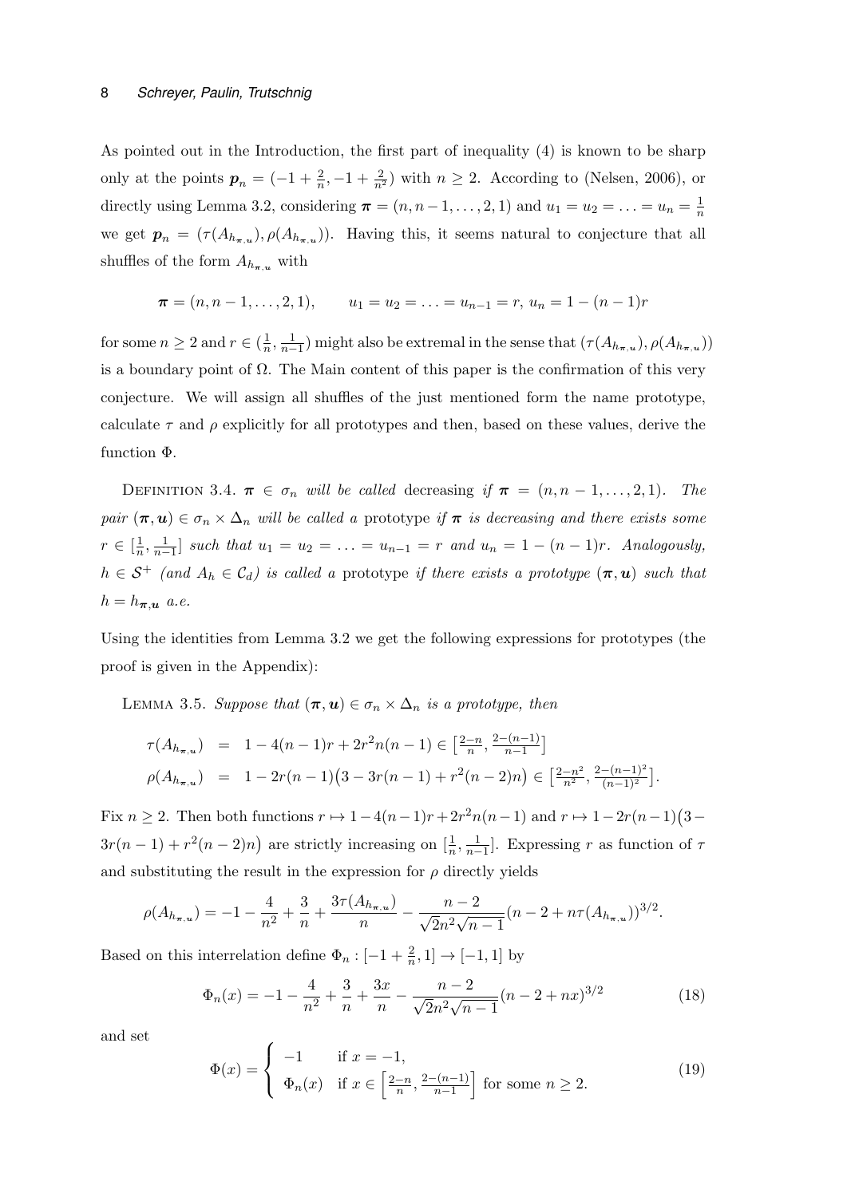As pointed out in the Introduction, the first part of inequality (4) is known to be sharp only at the points $\boldsymbol{p}_n = (-1+\frac{2}{n}, -1+\frac{2}{n^2})$ with $n \geq 2$. According to (Nelsen, 2006), or directly using Lemma 3.2, considering $\boldsymbol{\pi} = (n, n-1, \ldots, 2, 1)$ and $u_1 = u_2 = \ldots = u_n = \frac{1}{n}$ we get $\boldsymbol{p}_n = (\tau(A_{h_{\boldsymbol{\pi},\boldsymbol{u}}}), \rho(A_{h_{\boldsymbol{\pi},\boldsymbol{u}}}))$. Having this, it seems natural to conjecture that all shuffles of the form $A_{h_{\boldsymbol{\pi},\boldsymbol{u}}}$ with

$$\boldsymbol{\pi} = (n, n-1, \ldots, 2, 1), \qquad u_1 = u_2 = \ldots = u_{n-1} = r,\ u_n = 1-(n-1)r$$

for some $n \geq 2$ and $r \in (\frac{1}{n}, \frac{1}{n-1})$ might also be extremal in the sense that $(\tau(A_{h_{\boldsymbol{\pi},\boldsymbol{u}}}), \rho(A_{h_{\boldsymbol{\pi},\boldsymbol{u}}}))$ is a boundary point of $\Omega$. The Main content of this paper is the confirmation of this very conjecture. We will assign all shuffles of the just mentioned form the name prototype, calculate $\tau$ and $\rho$ explicitly for all prototypes and then, based on these values, derive the function $\Phi$.

Definition 3.4. *$\boldsymbol{\pi} \in \sigma_n$ will be called* decreasing *if $\boldsymbol{\pi} = (n, n-1, \ldots, 2, 1)$. The pair $(\boldsymbol{\pi}, \boldsymbol{u}) \in \sigma_n \times \Delta_n$ will be called a* prototype *if $\boldsymbol{\pi}$ is decreasing and there exists some $r \in [\frac{1}{n}, \frac{1}{n-1}]$ such that $u_1 = u_2 = \ldots = u_{n-1} = r$ and $u_n = 1-(n-1)r$. Analogously, $h \in \mathcal{S}^+$ (and $A_h \in \mathcal{C}_d$) is called a* prototype *if there exists a prototype $(\boldsymbol{\pi}, \boldsymbol{u})$ such that $h = h_{\boldsymbol{\pi},\boldsymbol{u}}$ a.e.*

Using the identities from Lemma 3.2 we get the following expressions for prototypes (the proof is given in the Appendix):

Lemma 3.5. *Suppose that $(\boldsymbol{\pi}, \boldsymbol{u}) \in \sigma_n \times \Delta_n$ is a prototype, then*

$$\begin{aligned}
\tau(A_{h_{\boldsymbol{\pi},\boldsymbol{u}}}) &= 1 - 4(n-1)r + 2r^2 n(n-1) \in \left[\tfrac{2-n}{n}, \tfrac{2-(n-1)}{n-1}\right] \\
\rho(A_{h_{\boldsymbol{\pi},\boldsymbol{u}}}) &= 1 - 2r(n-1)\big(3 - 3r(n-1) + r^2(n-2)n\big) \in \left[\tfrac{2-n^2}{n^2}, \tfrac{2-(n-1)^2}{(n-1)^2}\right].
\end{aligned}$$

Fix $n \geq 2$. Then both functions $r \mapsto 1-4(n-1)r+2r^2n(n-1)$ and $r \mapsto 1-2r(n-1)\big(3-3r(n-1)+r^2(n-2)n\big)$ are strictly increasing on $[\frac{1}{n}, \frac{1}{n-1}]$. Expressing $r$ as function of $\tau$ and substituting the result in the expression for $\rho$ directly yields

$$\rho(A_{h_{\boldsymbol{\pi},\boldsymbol{u}}}) = -1 - \frac{4}{n^2} + \frac{3}{n} + \frac{3\tau(A_{h_{\boldsymbol{\pi},\boldsymbol{u}}})}{n} - \frac{n-2}{\sqrt{2}n^2\sqrt{n-1}}(n-2+n\tau(A_{h_{\boldsymbol{\pi},\boldsymbol{u}}}))^{3/2}.$$

Based on this interrelation define $\Phi_n : [-1+\frac{2}{n}, 1] \to [-1, 1]$ by

$$\Phi_n(x) = -1 - \frac{4}{n^2} + \frac{3}{n} + \frac{3x}{n} - \frac{n-2}{\sqrt{2}n^2\sqrt{n-1}}(n-2+nx)^{3/2} \tag{18}$$

and set

$$\Phi(x) = \begin{cases} -1 & \text{if } x = -1, \\ \Phi_n(x) & \text{if } x \in \left[\frac{2-n}{n}, \frac{2-(n-1)}{n-1}\right] \text{ for some } n \geq 2. \end{cases} \tag{19}$$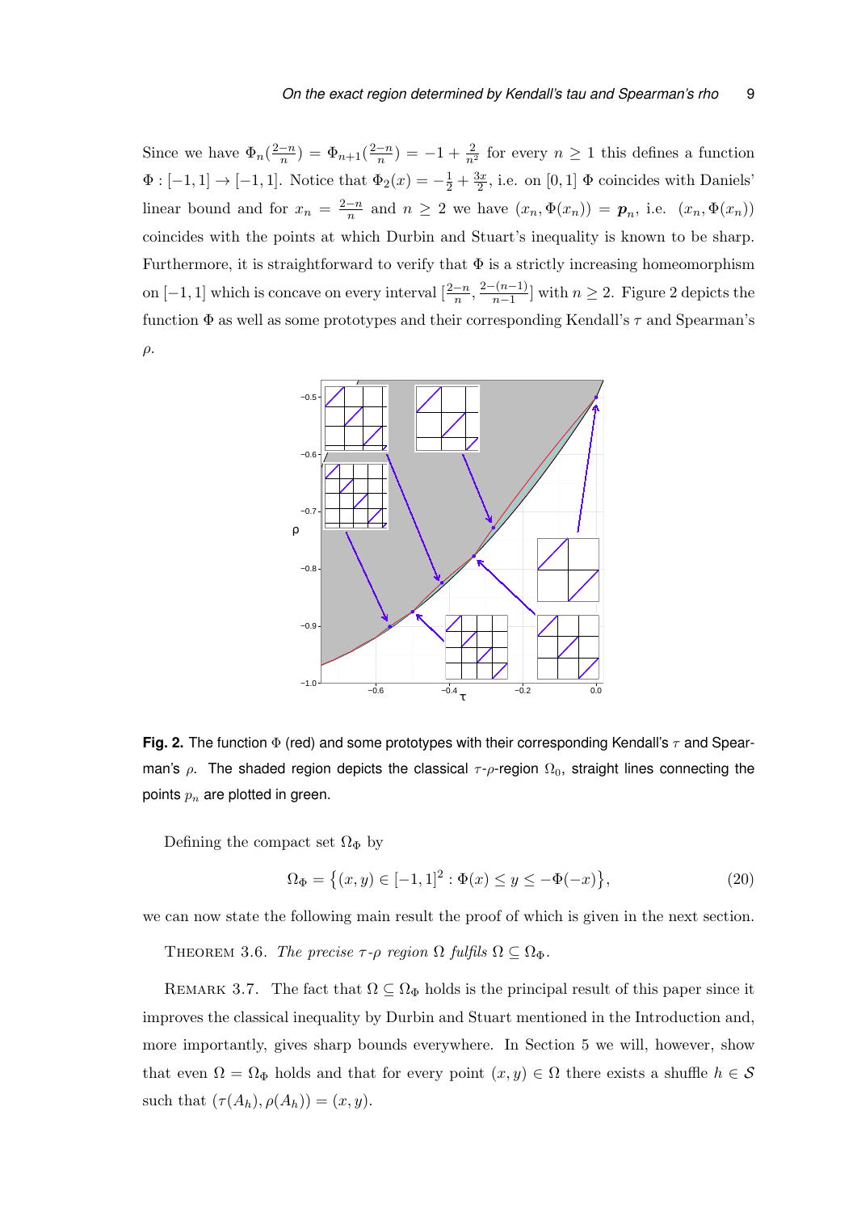Since we have $\Phi_n(\frac{2-n}{n}) = \Phi_{n+1}(\frac{2-n}{n}) = -1 + \frac{2}{n^2}$ for every $n \geq 1$ this defines a function $\Phi : [-1,1] \to [-1,1]$. Notice that $\Phi_2(x) = -\frac{1}{2} + \frac{3x}{2}$, i.e. on $[0,1]$ $\Phi$ coincides with Daniels' linear bound and for $x_n = \frac{2-n}{n}$ and $n \geq 2$ we have $(x_n, \Phi(x_n)) = \boldsymbol{p}_n$, i.e. $(x_n, \Phi(x_n))$ coincides with the points at which Durbin and Stuart's inequality is known to be sharp. Furthermore, it is straightforward to verify that $\Phi$ is a strictly increasing homeomorphism on $[-1,1]$ which is concave on every interval $[\frac{2-n}{n}, \frac{2-(n-1)}{n-1}]$ with $n \geq 2$. Figure 2 depicts the function $\Phi$ as well as some prototypes and their corresponding Kendall's $\tau$ and Spearman's $\rho$.

**Fig. 2.** The function $\Phi$ (red) and some prototypes with their corresponding Kendall's $\tau$ and Spearman's $\rho$. The shaded region depicts the classical $\tau$-$\rho$-region $\Omega_0$, straight lines connecting the points $p_n$ are plotted in green.

Defining the compact set $\Omega_\Phi$ by

$$\Omega_\Phi = \{(x,y) \in [-1,1]^2 : \Phi(x) \leq y \leq -\Phi(-x)\}, \tag{20}$$

we can now state the following main result the proof of which is given in the next section.

THEOREM 3.6. *The precise $\tau$-$\rho$ region $\Omega$ fulfils $\Omega \subseteq \Omega_\Phi$.*

REMARK 3.7. The fact that $\Omega \subseteq \Omega_\Phi$ holds is the principal result of this paper since it improves the classical inequality by Durbin and Stuart mentioned in the Introduction and, more importantly, gives sharp bounds everywhere. In Section 5 we will, however, show that even $\Omega = \Omega_\Phi$ holds and that for every point $(x,y) \in \Omega$ there exists a shuffle $h \in \mathcal{S}$ such that $(\tau(A_h), \rho(A_h)) = (x,y)$.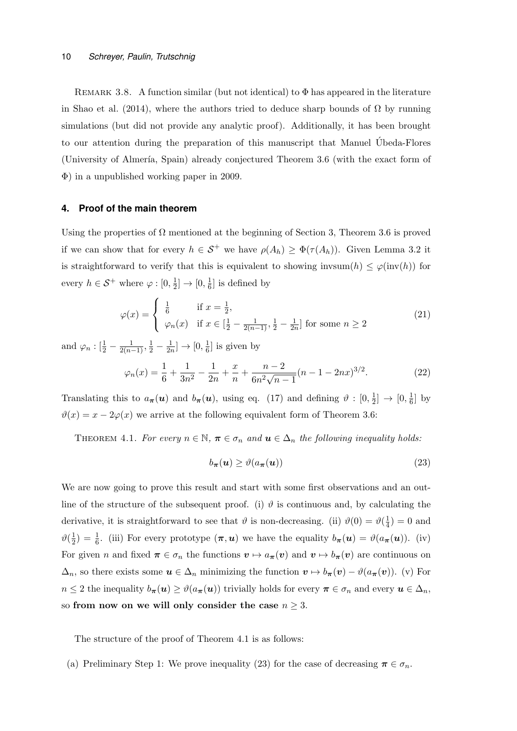REMARK 3.8. A function similar (but not identical) to $\Phi$ has appeared in the literature in Shao et al. (2014), where the authors tried to deduce sharp bounds of $\Omega$ by running simulations (but did not provide any analytic proof). Additionally, it has been brought to our attention during the preparation of this manuscript that Manuel Úbeda-Flores (University of Almería, Spain) already conjectured Theorem 3.6 (with the exact form of $\Phi$) in a unpublished working paper in 2009.

## 4. Proof of the main theorem

Using the properties of $\Omega$ mentioned at the beginning of Section 3, Theorem 3.6 is proved if we can show that for every $h \in \mathcal{S}^+$ we have $\rho(A_h) \geq \Phi(\tau(A_h))$. Given Lemma 3.2 it is straightforward to verify that this is equivalent to showing $\text{invsum}(h) \leq \varphi(\text{inv}(h))$ for every $h \in \mathcal{S}^+$ where $\varphi : [0, \frac{1}{2}] \to [0, \frac{1}{6}]$ is defined by

$$\varphi(x) = \begin{cases} \frac{1}{6} & \text{if } x = \frac{1}{2}, \\ \varphi_n(x) & \text{if } x \in [\frac{1}{2} - \frac{1}{2(n-1)}, \frac{1}{2} - \frac{1}{2n}] \text{ for some } n \geq 2 \end{cases} \tag{21}$$

and $\varphi_n : [\frac{1}{2} - \frac{1}{2(n-1)}, \frac{1}{2} - \frac{1}{2n}] \to [0, \frac{1}{6}]$ is given by

$$\varphi_n(x) = \frac{1}{6} + \frac{1}{3n^2} - \frac{1}{2n} + \frac{x}{n} + \frac{n-2}{6n^2\sqrt{n-1}}(n-1-2nx)^{3/2}. \tag{22}$$

Translating this to $a_{\boldsymbol{\pi}}(\boldsymbol{u})$ and $b_{\boldsymbol{\pi}}(\boldsymbol{u})$, using eq. (17) and defining $\vartheta : [0, \frac{1}{2}] \to [0, \frac{1}{6}]$ by $\vartheta(x) = x - 2\varphi(x)$ we arrive at the following equivalent form of Theorem 3.6:

THEOREM 4.1. *For every $n \in \mathbb{N}$, $\boldsymbol{\pi} \in \sigma_n$ and $\boldsymbol{u} \in \Delta_n$ the following inequality holds:*

$$b_{\boldsymbol{\pi}}(\boldsymbol{u}) \geq \vartheta(a_{\boldsymbol{\pi}}(\boldsymbol{u})) \tag{23}$$

We are now going to prove this result and start with some first observations and an outline of the structure of the subsequent proof. (i) $\vartheta$ is continuous and, by calculating the derivative, it is straightforward to see that $\vartheta$ is non-decreasing. (ii) $\vartheta(0) = \vartheta(\frac{1}{4}) = 0$ and $\vartheta(\frac{1}{2}) = \frac{1}{6}$. (iii) For every prototype $(\boldsymbol{\pi}, \boldsymbol{u})$ we have the equality $b_{\boldsymbol{\pi}}(\boldsymbol{u}) = \vartheta(a_{\boldsymbol{\pi}}(\boldsymbol{u}))$. (iv) For given $n$ and fixed $\boldsymbol{\pi} \in \sigma_n$ the functions $\boldsymbol{v} \mapsto a_{\boldsymbol{\pi}}(\boldsymbol{v})$ and $\boldsymbol{v} \mapsto b_{\boldsymbol{\pi}}(\boldsymbol{v})$ are continuous on $\Delta_n$, so there exists some $\boldsymbol{u} \in \Delta_n$ minimizing the function $\boldsymbol{v} \mapsto b_{\boldsymbol{\pi}}(\boldsymbol{v}) - \vartheta(a_{\boldsymbol{\pi}}(\boldsymbol{v}))$. (v) For $n \leq 2$ the inequality $b_{\boldsymbol{\pi}}(\boldsymbol{u}) \geq \vartheta(a_{\boldsymbol{\pi}}(\boldsymbol{u}))$ trivially holds for every $\boldsymbol{\pi} \in \sigma_n$ and every $\boldsymbol{u} \in \Delta_n$, so **from now on we will only consider the case** $n \geq 3$.

The structure of the proof of Theorem 4.1 is as follows:

(a) Preliminary Step 1: We prove inequality (23) for the case of decreasing $\boldsymbol{\pi} \in \sigma_n$.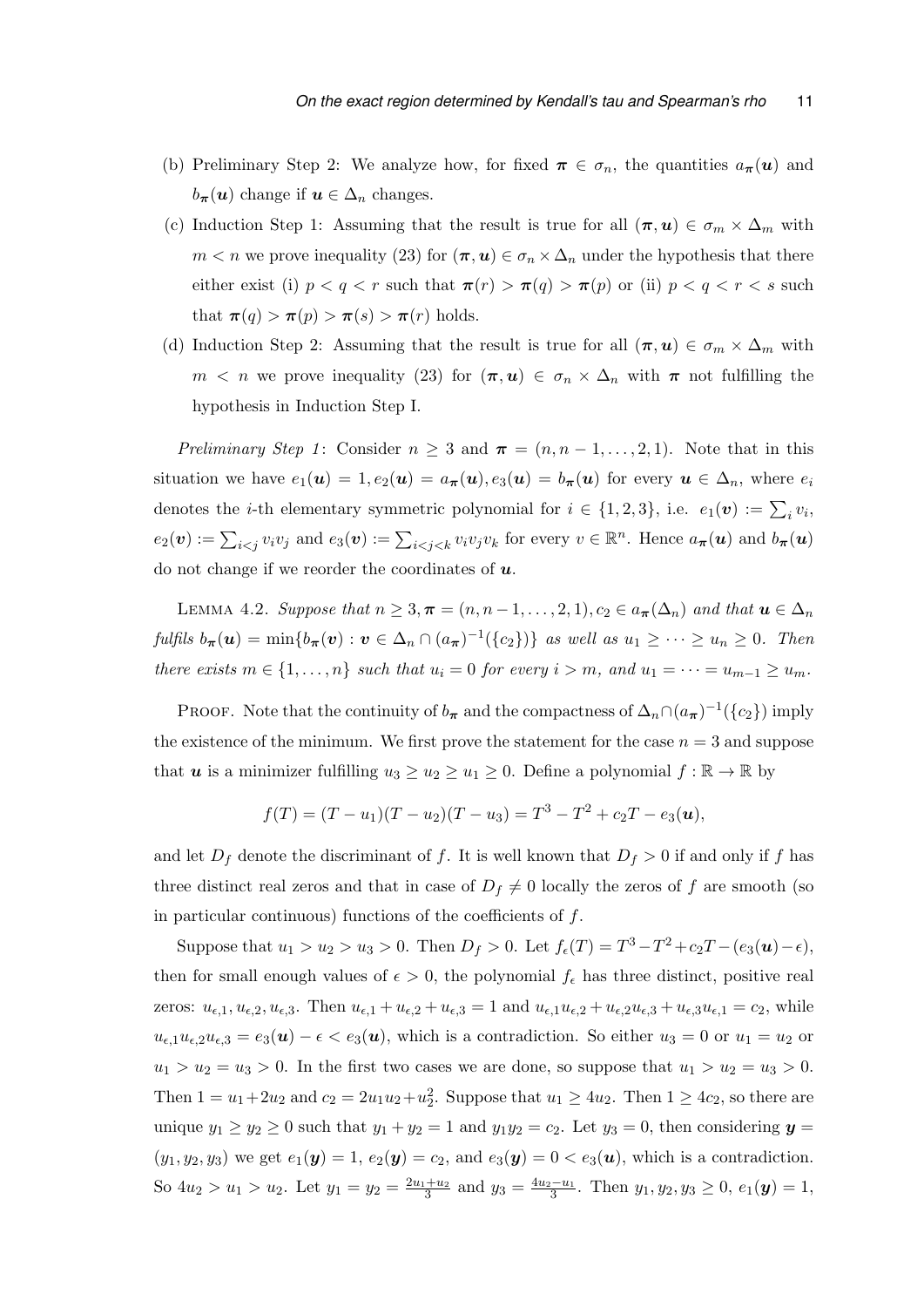(b) Preliminary Step 2: We analyze how, for fixed $\boldsymbol{\pi} \in \sigma_n$, the quantities $a_{\boldsymbol{\pi}}(\boldsymbol{u})$ and $b_{\boldsymbol{\pi}}(\boldsymbol{u})$ change if $\boldsymbol{u} \in \Delta_n$ changes.

(c) Induction Step 1: Assuming that the result is true for all $(\boldsymbol{\pi}, \boldsymbol{u}) \in \sigma_m \times \Delta_m$ with $m < n$ we prove inequality (23) for $(\boldsymbol{\pi}, \boldsymbol{u}) \in \sigma_n \times \Delta_n$ under the hypothesis that there either exist (i) $p < q < r$ such that $\boldsymbol{\pi}(r) > \boldsymbol{\pi}(q) > \boldsymbol{\pi}(p)$ or (ii) $p < q < r < s$ such that $\boldsymbol{\pi}(q) > \boldsymbol{\pi}(p) > \boldsymbol{\pi}(s) > \boldsymbol{\pi}(r)$ holds.

(d) Induction Step 2: Assuming that the result is true for all $(\boldsymbol{\pi}, \boldsymbol{u}) \in \sigma_m \times \Delta_m$ with $m < n$ we prove inequality (23) for $(\boldsymbol{\pi}, \boldsymbol{u}) \in \sigma_n \times \Delta_n$ with $\boldsymbol{\pi}$ not fulfilling the hypothesis in Induction Step I.

*Preliminary Step 1*: Consider $n \geq 3$ and $\boldsymbol{\pi} = (n, n-1, \ldots, 2, 1)$. Note that in this situation we have $e_1(\boldsymbol{u}) = 1, e_2(\boldsymbol{u}) = a_{\boldsymbol{\pi}}(\boldsymbol{u}), e_3(\boldsymbol{u}) = b_{\boldsymbol{\pi}}(\boldsymbol{u})$ for every $\boldsymbol{u} \in \Delta_n$, where $e_i$ denotes the $i$-th elementary symmetric polynomial for $i \in \{1, 2, 3\}$, i.e. $e_1(\boldsymbol{v}) := \sum_i v_i$, $e_2(\boldsymbol{v}) := \sum_{i<j} v_i v_j$ and $e_3(\boldsymbol{v}) := \sum_{i<j<k} v_i v_j v_k$ for every $v \in \mathbb{R}^n$. Hence $a_{\boldsymbol{\pi}}(\boldsymbol{u})$ and $b_{\boldsymbol{\pi}}(\boldsymbol{u})$ do not change if we reorder the coordinates of $\boldsymbol{u}$.

LEMMA 4.2. *Suppose that $n \geq 3, \boldsymbol{\pi} = (n, n-1, \ldots, 2, 1), c_2 \in a_{\boldsymbol{\pi}}(\Delta_n)$ and that $\boldsymbol{u} \in \Delta_n$ fulfils $b_{\boldsymbol{\pi}}(\boldsymbol{u}) = \min\{b_{\boldsymbol{\pi}}(\boldsymbol{v}) : \boldsymbol{v} \in \Delta_n \cap (a_{\boldsymbol{\pi}})^{-1}(\{c_2\})\}$ as well as $u_1 \geq \cdots \geq u_n \geq 0$. Then there exists $m \in \{1, \ldots, n\}$ such that $u_i = 0$ for every $i > m$, and $u_1 = \cdots = u_{m-1} \geq u_m$.*

PROOF. Note that the continuity of $b_{\boldsymbol{\pi}}$ and the compactness of $\Delta_n \cap (a_{\boldsymbol{\pi}})^{-1}(\{c_2\})$ imply the existence of the minimum. We first prove the statement for the case $n = 3$ and suppose that $\boldsymbol{u}$ is a minimizer fulfilling $u_3 \geq u_2 \geq u_1 \geq 0$. Define a polynomial $f : \mathbb{R} \to \mathbb{R}$ by

$$f(T) = (T - u_1)(T - u_2)(T - u_3) = T^3 - T^2 + c_2 T - e_3(\boldsymbol{u}),$$

and let $D_f$ denote the discriminant of $f$. It is well known that $D_f > 0$ if and only if $f$ has three distinct real zeros and that in case of $D_f \neq 0$ locally the zeros of $f$ are smooth (so in particular continuous) functions of the coefficients of $f$.

Suppose that $u_1 > u_2 > u_3 > 0$. Then $D_f > 0$. Let $f_\epsilon(T) = T^3 - T^2 + c_2 T - (e_3(\boldsymbol{u}) - \epsilon)$, then for small enough values of $\epsilon > 0$, the polynomial $f_\epsilon$ has three distinct, positive real zeros: $u_{\epsilon,1}, u_{\epsilon,2}, u_{\epsilon,3}$. Then $u_{\epsilon,1} + u_{\epsilon,2} + u_{\epsilon,3} = 1$ and $u_{\epsilon,1}u_{\epsilon,2} + u_{\epsilon,2}u_{\epsilon,3} + u_{\epsilon,3}u_{\epsilon,1} = c_2$, while $u_{\epsilon,1}u_{\epsilon,2}u_{\epsilon,3} = e_3(\boldsymbol{u}) - \epsilon < e_3(\boldsymbol{u})$, which is a contradiction. So either $u_3 = 0$ or $u_1 = u_2$ or $u_1 > u_2 = u_3 > 0$. In the first two cases we are done, so suppose that $u_1 > u_2 = u_3 > 0$. Then $1 = u_1 + 2u_2$ and $c_2 = 2u_1 u_2 + u_2^2$. Suppose that $u_1 \geq 4u_2$. Then $1 \geq 4c_2$, so there are unique $y_1 \geq y_2 \geq 0$ such that $y_1 + y_2 = 1$ and $y_1 y_2 = c_2$. Let $y_3 = 0$, then considering $\boldsymbol{y} = (y_1, y_2, y_3)$ we get $e_1(\boldsymbol{y}) = 1$, $e_2(\boldsymbol{y}) = c_2$, and $e_3(\boldsymbol{y}) = 0 < e_3(\boldsymbol{u})$, which is a contradiction. So $4u_2 > u_1 > u_2$. Let $y_1 = y_2 = \frac{2u_1 + u_2}{3}$ and $y_3 = \frac{4u_2 - u_1}{3}$. Then $y_1, y_2, y_3 \geq 0$, $e_1(\boldsymbol{y}) = 1$,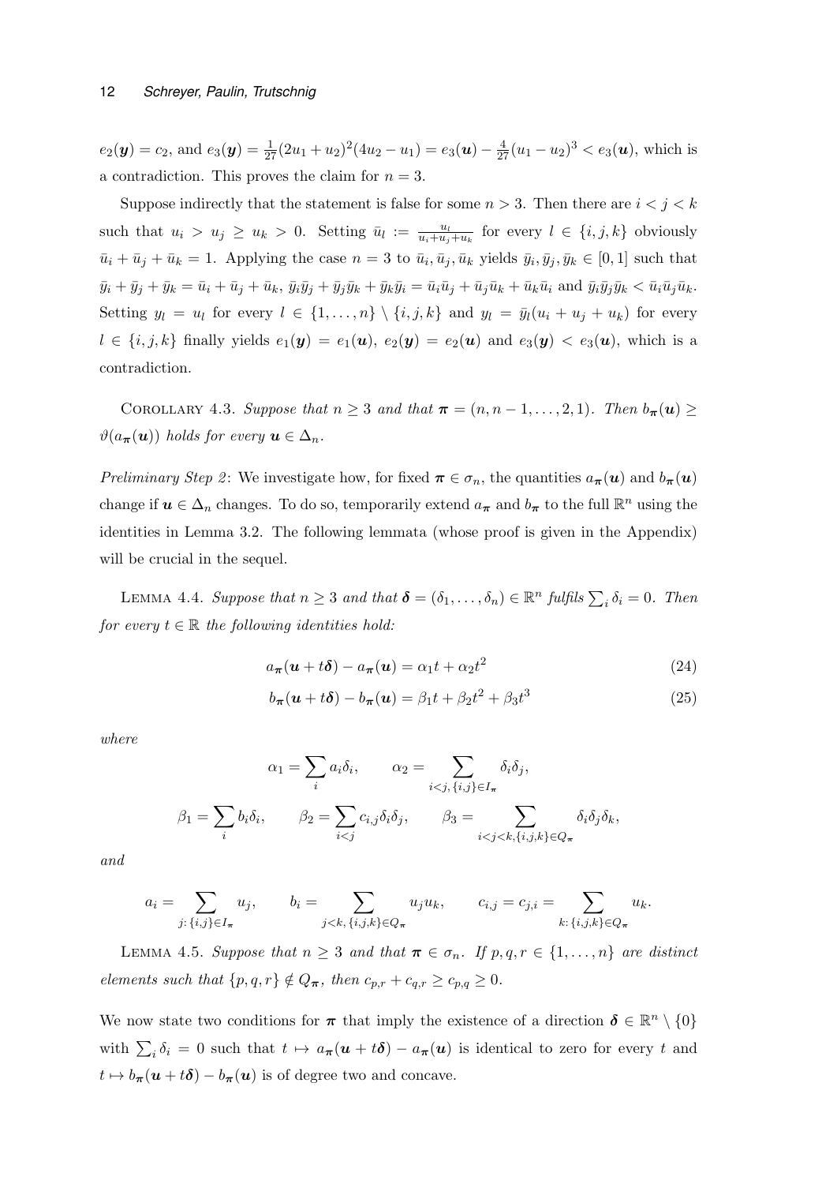$e_2(\boldsymbol{y}) = c_2$, and $e_3(\boldsymbol{y}) = \frac{1}{27}(2u_1+u_2)^2(4u_2-u_1) = e_3(\boldsymbol{u}) - \frac{4}{27}(u_1-u_2)^3 < e_3(\boldsymbol{u})$, which is a contradiction. This proves the claim for $n = 3$.

Suppose indirectly that the statement is false for some $n > 3$. Then there are $i < j < k$ such that $u_i > u_j \geq u_k > 0$. Setting $\bar{u}_l := \frac{u_l}{u_i+u_j+u_k}$ for every $l \in \{i,j,k\}$ obviously $\bar{u}_i + \bar{u}_j + \bar{u}_k = 1$. Applying the case $n = 3$ to $\bar{u}_i, \bar{u}_j, \bar{u}_k$ yields $\bar{y}_i, \bar{y}_j, \bar{y}_k \in [0,1]$ such that $\bar{y}_i + \bar{y}_j + \bar{y}_k = \bar{u}_i + \bar{u}_j + \bar{u}_k$, $\bar{y}_i\bar{y}_j + \bar{y}_j\bar{y}_k + \bar{y}_k\bar{y}_i = \bar{u}_i\bar{u}_j + \bar{u}_j\bar{u}_k + \bar{u}_k\bar{u}_i$ and $\bar{y}_i\bar{y}_j\bar{y}_k < \bar{u}_i\bar{u}_j\bar{u}_k$. Setting $y_l = u_l$ for every $l \in \{1,\ldots,n\} \setminus \{i,j,k\}$ and $y_l = \bar{y}_l(u_i+u_j+u_k)$ for every $l \in \{i,j,k\}$ finally yields $e_1(\boldsymbol{y}) = e_1(\boldsymbol{u})$, $e_2(\boldsymbol{y}) = e_2(\boldsymbol{u})$ and $e_3(\boldsymbol{y}) < e_3(\boldsymbol{u})$, which is a contradiction.

Corollary 4.3. *Suppose that $n \geq 3$ and that $\boldsymbol{\pi} = (n, n-1, \ldots, 2, 1)$. Then $b_{\boldsymbol{\pi}}(\boldsymbol{u}) \geq \vartheta(a_{\boldsymbol{\pi}}(\boldsymbol{u}))$ holds for every $\boldsymbol{u} \in \Delta_n$.*

*Preliminary Step 2*: We investigate how, for fixed $\boldsymbol{\pi} \in \sigma_n$, the quantities $a_{\boldsymbol{\pi}}(\boldsymbol{u})$ and $b_{\boldsymbol{\pi}}(\boldsymbol{u})$ change if $\boldsymbol{u} \in \Delta_n$ changes. To do so, temporarily extend $a_{\boldsymbol{\pi}}$ and $b_{\boldsymbol{\pi}}$ to the full $\mathbb{R}^n$ using the identities in Lemma 3.2. The following lemmata (whose proof is given in the Appendix) will be crucial in the sequel.

Lemma 4.4. *Suppose that $n \geq 3$ and that $\boldsymbol{\delta} = (\delta_1, \ldots, \delta_n) \in \mathbb{R}^n$ fulfils $\sum_i \delta_i = 0$. Then for every $t \in \mathbb{R}$ the following identities hold:*

$$a_{\boldsymbol{\pi}}(\boldsymbol{u} + t\boldsymbol{\delta}) - a_{\boldsymbol{\pi}}(\boldsymbol{u}) = \alpha_1 t + \alpha_2 t^2 \tag{24}$$

$$b_{\boldsymbol{\pi}}(\boldsymbol{u} + t\boldsymbol{\delta}) - b_{\boldsymbol{\pi}}(\boldsymbol{u}) = \beta_1 t + \beta_2 t^2 + \beta_3 t^3 \tag{25}$$

*where*

$$\alpha_1 = \sum_i a_i \delta_i, \qquad \alpha_2 = \sum_{i<j,\, \{i,j\} \in I_{\boldsymbol{\pi}}} \delta_i \delta_j,$$

$$\beta_1 = \sum_i b_i \delta_i, \qquad \beta_2 = \sum_{i<j} c_{i,j} \delta_i \delta_j, \qquad \beta_3 = \sum_{i<j<k, \{i,j,k\} \in Q_{\boldsymbol{\pi}}} \delta_i \delta_j \delta_k,$$

*and*

$$a_i = \sum_{j\colon \{i,j\} \in I_{\boldsymbol{\pi}}} u_j, \qquad b_i = \sum_{j<k,\, \{i,j,k\} \in Q_{\boldsymbol{\pi}}} u_j u_k, \qquad c_{i,j} = c_{j,i} = \sum_{k\colon \{i,j,k\} \in Q_{\boldsymbol{\pi}}} u_k.$$

Lemma 4.5. *Suppose that $n \geq 3$ and that $\boldsymbol{\pi} \in \sigma_n$. If $p, q, r \in \{1, \ldots, n\}$ are distinct elements such that $\{p, q, r\} \notin Q_{\boldsymbol{\pi}}$, then $c_{p,r} + c_{q,r} \geq c_{p,q} \geq 0$.*

We now state two conditions for $\boldsymbol{\pi}$ that imply the existence of a direction $\boldsymbol{\delta} \in \mathbb{R}^n \setminus \{0\}$ with $\sum_i \delta_i = 0$ such that $t \mapsto a_{\boldsymbol{\pi}}(\boldsymbol{u} + t\boldsymbol{\delta}) - a_{\boldsymbol{\pi}}(\boldsymbol{u})$ is identical to zero for every $t$ and $t \mapsto b_{\boldsymbol{\pi}}(\boldsymbol{u} + t\boldsymbol{\delta}) - b_{\boldsymbol{\pi}}(\boldsymbol{u})$ is of degree two and concave.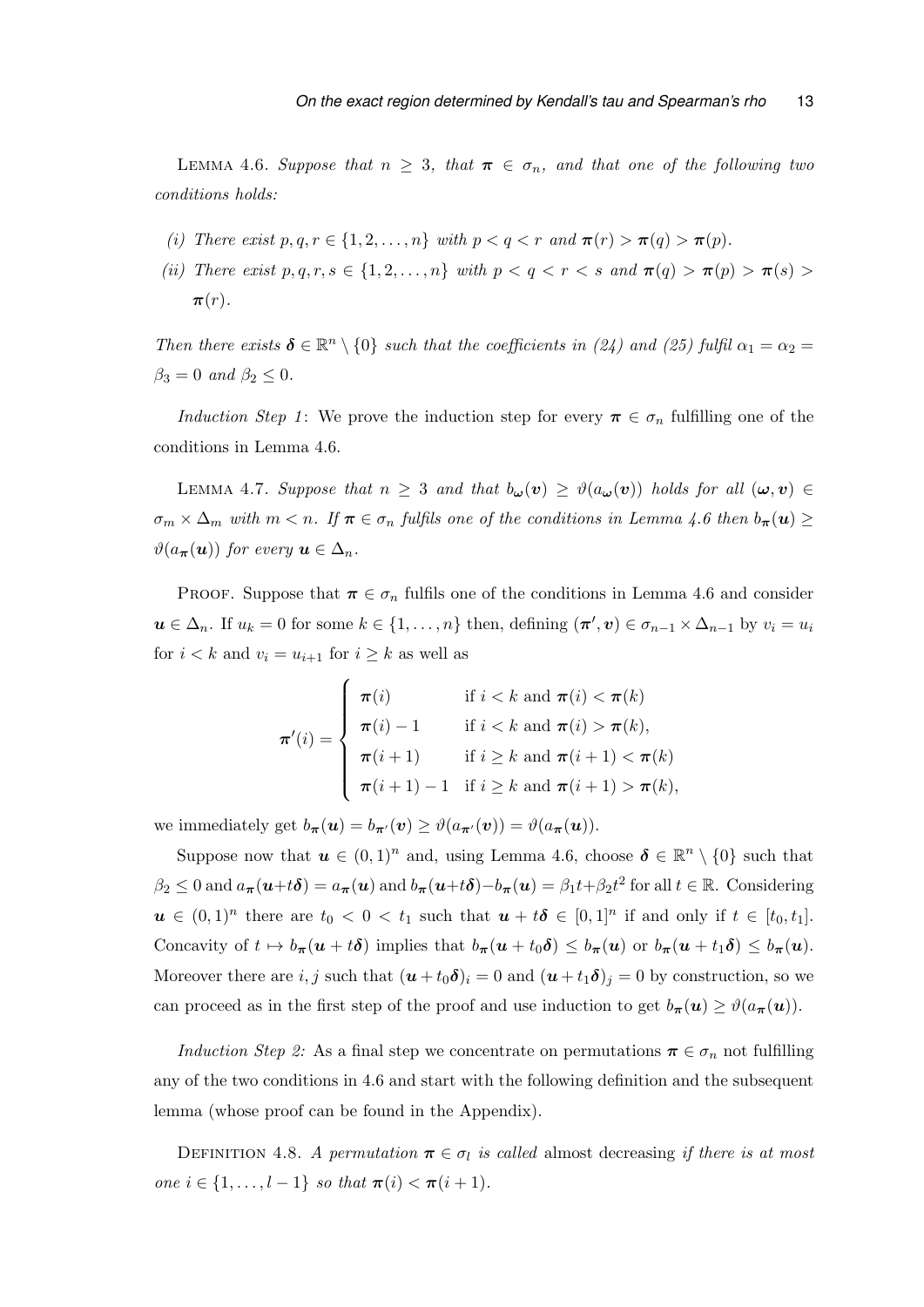Lemma 4.6. *Suppose that $n \geq 3$, that $\boldsymbol{\pi} \in \sigma_n$, and that one of the following two conditions holds:*

*(i) There exist $p, q, r \in \{1, 2, \ldots, n\}$ with $p < q < r$ and $\boldsymbol{\pi}(r) > \boldsymbol{\pi}(q) > \boldsymbol{\pi}(p)$.*

*(ii) There exist $p, q, r, s \in \{1, 2, \ldots, n\}$ with $p < q < r < s$ and $\boldsymbol{\pi}(q) > \boldsymbol{\pi}(p) > \boldsymbol{\pi}(s) > \boldsymbol{\pi}(r)$.*

*Then there exists $\boldsymbol{\delta} \in \mathbb{R}^n \setminus \{0\}$ such that the coefficients in (24) and (25) fulfil $\alpha_1 = \alpha_2 = \beta_3 = 0$ and $\beta_2 \leq 0$.*

*Induction Step 1*: We prove the induction step for every $\boldsymbol{\pi} \in \sigma_n$ fulfilling one of the conditions in Lemma 4.6.

Lemma 4.7. *Suppose that $n \geq 3$ and that $b_{\boldsymbol{\omega}}(\boldsymbol{v}) \geq \vartheta(a_{\boldsymbol{\omega}}(\boldsymbol{v}))$ holds for all $(\boldsymbol{\omega}, \boldsymbol{v}) \in \sigma_m \times \Delta_m$ with $m < n$. If $\boldsymbol{\pi} \in \sigma_n$ fulfils one of the conditions in Lemma 4.6 then $b_{\boldsymbol{\pi}}(\boldsymbol{u}) \geq \vartheta(a_{\boldsymbol{\pi}}(\boldsymbol{u}))$ for every $\boldsymbol{u} \in \Delta_n$.*

Proof. Suppose that $\boldsymbol{\pi} \in \sigma_n$ fulfils one of the conditions in Lemma 4.6 and consider $\boldsymbol{u} \in \Delta_n$. If $u_k = 0$ for some $k \in \{1, \ldots, n\}$ then, defining $(\boldsymbol{\pi'}, \boldsymbol{v}) \in \sigma_{n-1} \times \Delta_{n-1}$ by $v_i = u_i$ for $i < k$ and $v_i = u_{i+1}$ for $i \geq k$ as well as

$$
\boldsymbol{\pi'}(i) = \begin{cases} \boldsymbol{\pi}(i) & \text{if } i < k \text{ and } \boldsymbol{\pi}(i) < \boldsymbol{\pi}(k) \\ \boldsymbol{\pi}(i) - 1 & \text{if } i < k \text{ and } \boldsymbol{\pi}(i) > \boldsymbol{\pi}(k), \\ \boldsymbol{\pi}(i+1) & \text{if } i \geq k \text{ and } \boldsymbol{\pi}(i+1) < \boldsymbol{\pi}(k) \\ \boldsymbol{\pi}(i+1) - 1 & \text{if } i \geq k \text{ and } \boldsymbol{\pi}(i+1) > \boldsymbol{\pi}(k), \end{cases}
$$

we immediately get $b_{\boldsymbol{\pi}}(\boldsymbol{u}) = b_{\boldsymbol{\pi'}}(\boldsymbol{v}) \geq \vartheta(a_{\boldsymbol{\pi'}}(\boldsymbol{v})) = \vartheta(a_{\boldsymbol{\pi}}(\boldsymbol{u}))$.

Suppose now that $\boldsymbol{u} \in (0,1)^n$ and, using Lemma 4.6, choose $\boldsymbol{\delta} \in \mathbb{R}^n \setminus \{0\}$ such that $\beta_2 \leq 0$ and $a_{\boldsymbol{\pi}}(\boldsymbol{u}+t\boldsymbol{\delta}) = a_{\boldsymbol{\pi}}(\boldsymbol{u})$ and $b_{\boldsymbol{\pi}}(\boldsymbol{u}+t\boldsymbol{\delta}) - b_{\boldsymbol{\pi}}(\boldsymbol{u}) = \beta_1 t + \beta_2 t^2$ for all $t \in \mathbb{R}$. Considering $\boldsymbol{u} \in (0,1)^n$ there are $t_0 < 0 < t_1$ such that $\boldsymbol{u} + t\boldsymbol{\delta} \in [0,1]^n$ if and only if $t \in [t_0, t_1]$. Concavity of $t \mapsto b_{\boldsymbol{\pi}}(\boldsymbol{u} + t\boldsymbol{\delta})$ implies that $b_{\boldsymbol{\pi}}(\boldsymbol{u} + t_0\boldsymbol{\delta}) \leq b_{\boldsymbol{\pi}}(\boldsymbol{u})$ or $b_{\boldsymbol{\pi}}(\boldsymbol{u} + t_1\boldsymbol{\delta}) \leq b_{\boldsymbol{\pi}}(\boldsymbol{u})$. Moreover there are $i, j$ such that $(\boldsymbol{u} + t_0\boldsymbol{\delta})_i = 0$ and $(\boldsymbol{u} + t_1\boldsymbol{\delta})_j = 0$ by construction, so we can proceed as in the first step of the proof and use induction to get $b_{\boldsymbol{\pi}}(\boldsymbol{u}) \geq \vartheta(a_{\boldsymbol{\pi}}(\boldsymbol{u}))$.

*Induction Step 2:* As a final step we concentrate on permutations $\boldsymbol{\pi} \in \sigma_n$ not fulfilling any of the two conditions in 4.6 and start with the following definition and the subsequent lemma (whose proof can be found in the Appendix).

Definition 4.8. *A permutation $\boldsymbol{\pi} \in \sigma_l$ is called* almost decreasing *if there is at most one $i \in \{1, \ldots, l-1\}$ so that $\boldsymbol{\pi}(i) < \boldsymbol{\pi}(i+1)$.*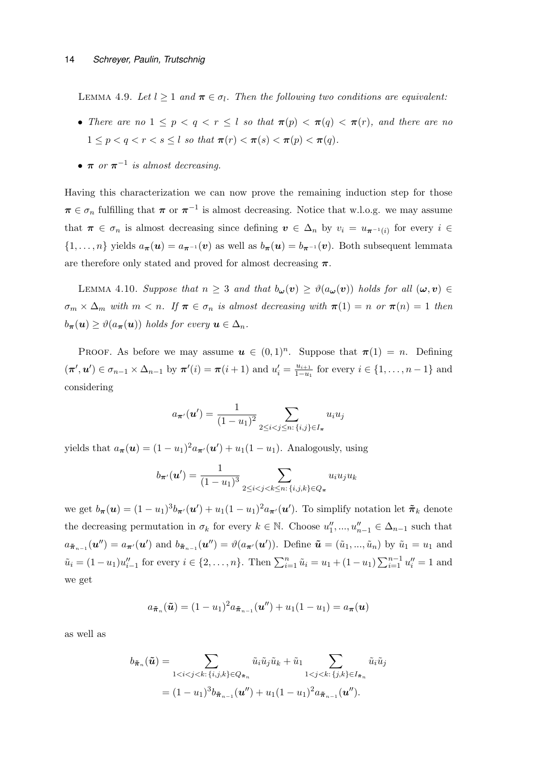Lemma 4.9. *Let $l \geq 1$ and $\boldsymbol{\pi} \in \sigma_l$. Then the following two conditions are equivalent:*

- *There are no $1 \leq p < q < r \leq l$ so that $\boldsymbol{\pi}(p) < \boldsymbol{\pi}(q) < \boldsymbol{\pi}(r)$, and there are no $1 \leq p < q < r < s \leq l$ so that $\boldsymbol{\pi}(r) < \boldsymbol{\pi}(s) < \boldsymbol{\pi}(p) < \boldsymbol{\pi}(q)$.*
- *$\boldsymbol{\pi}$ or $\boldsymbol{\pi}^{-1}$ is almost decreasing.*

Having this characterization we can now prove the remaining induction step for those $\boldsymbol{\pi} \in \sigma_n$ fulfilling that $\boldsymbol{\pi}$ or $\boldsymbol{\pi}^{-1}$ is almost decreasing. Notice that w.l.o.g. we may assume that $\boldsymbol{\pi} \in \sigma_n$ is almost decreasing since defining $\boldsymbol{v} \in \Delta_n$ by $v_i = u_{\boldsymbol{\pi}^{-1}(i)}$ for every $i \in \{1, \ldots, n\}$ yields $a_{\boldsymbol{\pi}}(\boldsymbol{u}) = a_{\boldsymbol{\pi}^{-1}}(\boldsymbol{v})$ as well as $b_{\boldsymbol{\pi}}(\boldsymbol{u}) = b_{\boldsymbol{\pi}^{-1}}(\boldsymbol{v})$. Both subsequent lemmata are therefore only stated and proved for almost decreasing $\boldsymbol{\pi}$.

Lemma 4.10. *Suppose that $n \geq 3$ and that $b_{\boldsymbol{\omega}}(\boldsymbol{v}) \geq \vartheta(a_{\boldsymbol{\omega}}(\boldsymbol{v}))$ holds for all $(\boldsymbol{\omega}, \boldsymbol{v}) \in \sigma_m \times \Delta_m$ with $m < n$. If $\boldsymbol{\pi} \in \sigma_n$ is almost decreasing with $\boldsymbol{\pi}(1) = n$ or $\boldsymbol{\pi}(n) = 1$ then $b_{\boldsymbol{\pi}}(\boldsymbol{u}) \geq \vartheta(a_{\boldsymbol{\pi}}(\boldsymbol{u}))$ holds for every $\boldsymbol{u} \in \Delta_n$.*

Proof. As before we may assume $\boldsymbol{u} \in (0,1)^n$. Suppose that $\boldsymbol{\pi}(1) = n$. Defining $(\boldsymbol{\pi}', \boldsymbol{u}') \in \sigma_{n-1} \times \Delta_{n-1}$ by $\boldsymbol{\pi}'(i) = \boldsymbol{\pi}(i+1)$ and $u'_i = \frac{u_{i+1}}{1-u_1}$ for every $i \in \{1, \ldots, n-1\}$ and considering

$$a_{\boldsymbol{\pi}'}(\boldsymbol{u}') = \frac{1}{(1-u_1)^2} \sum_{2 \leq i < j \leq n \colon \{i,j\} \in I_{\boldsymbol{\pi}}} u_i u_j$$

yields that $a_{\boldsymbol{\pi}}(\boldsymbol{u}) = (1-u_1)^2 a_{\boldsymbol{\pi}'}(\boldsymbol{u}') + u_1(1-u_1)$. Analogously, using

$$b_{\boldsymbol{\pi}'}(\boldsymbol{u}') = \frac{1}{(1-u_1)^3} \sum_{2 \leq i < j < k \leq n \colon \{i,j,k\} \in Q_{\boldsymbol{\pi}}} u_i u_j u_k$$

we get $b_{\boldsymbol{\pi}}(\boldsymbol{u}) = (1-u_1)^3 b_{\boldsymbol{\pi}'}(\boldsymbol{u}') + u_1(1-u_1)^2 a_{\boldsymbol{\pi}'}(\boldsymbol{u}')$. To simplify notation let $\tilde{\boldsymbol{\pi}}_k$ denote the decreasing permutation in $\sigma_k$ for every $k \in \mathbb{N}$. Choose $u''_1, ..., u''_{n-1} \in \Delta_{n-1}$ such that $a_{\tilde{\boldsymbol{\pi}}_{n-1}}(\boldsymbol{u}'') = a_{\boldsymbol{\pi}'}(\boldsymbol{u}')$ and $b_{\tilde{\boldsymbol{\pi}}_{n-1}}(\boldsymbol{u}'') = \vartheta(a_{\boldsymbol{\pi}'}(\boldsymbol{u}'))$. Define $\tilde{\boldsymbol{u}} = (\tilde{u}_1, ..., \tilde{u}_n)$ by $\tilde{u}_1 = u_1$ and $\tilde{u}_i = (1-u_1)u''_{i-1}$ for every $i \in \{2, \ldots, n\}$. Then $\sum_{i=1}^n \tilde{u}_i = u_1 + (1-u_1)\sum_{i=1}^{n-1} u''_i = 1$ and we get

$$a_{\tilde{\boldsymbol{\pi}}_n}(\tilde{\boldsymbol{u}}) = (1-u_1)^2 a_{\tilde{\boldsymbol{\pi}}_{n-1}}(\boldsymbol{u}'') + u_1(1-u_1) = a_{\boldsymbol{\pi}}(\boldsymbol{u})$$

as well as

$$\begin{aligned} b_{\tilde{\boldsymbol{\pi}}_n}(\tilde{\boldsymbol{u}}) &= \sum_{1 < i < j < k \colon \{i,j,k\} \in Q_{\tilde{\boldsymbol{\pi}}_n}} \tilde{u}_i \tilde{u}_j \tilde{u}_k + \tilde{u}_1 \sum_{1 < j < k \colon \{j,k\} \in I_{\tilde{\boldsymbol{\pi}}_n}} \tilde{u}_i \tilde{u}_j \\ &= (1-u_1)^3 b_{\tilde{\boldsymbol{\pi}}_{n-1}}(\boldsymbol{u}'') + u_1(1-u_1)^2 a_{\tilde{\boldsymbol{\pi}}_{n-1}}(\boldsymbol{u}''). \end{aligned}$$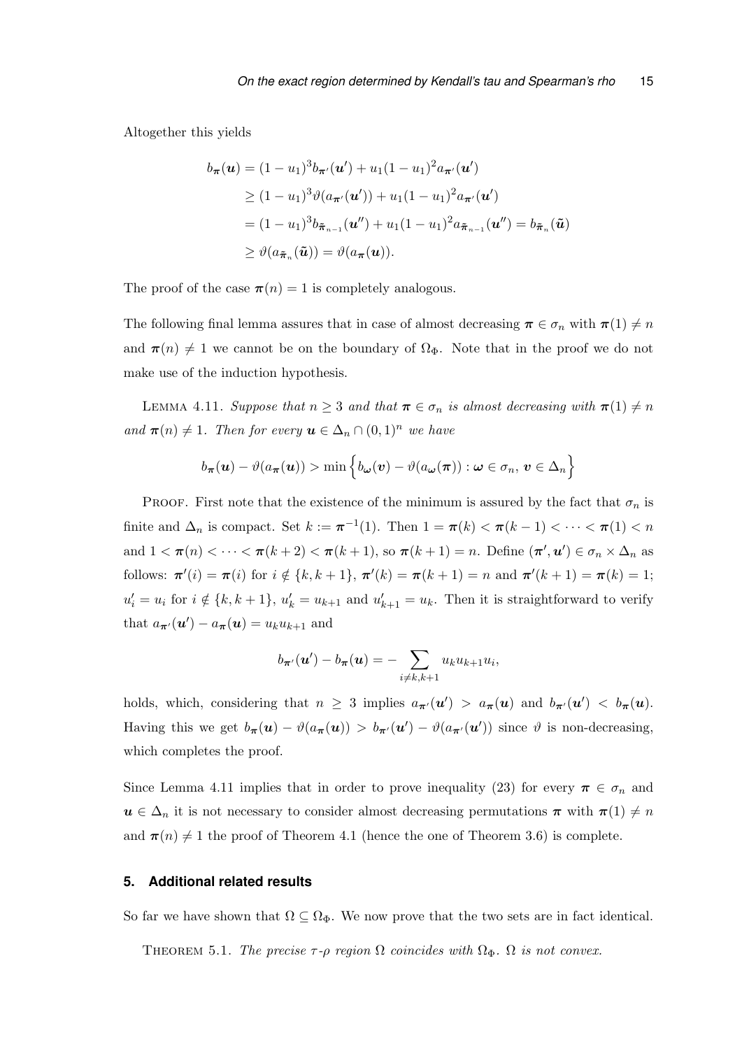Altogether this yields

$$
\begin{aligned}
b_{\boldsymbol{\pi}}(\boldsymbol{u}) &= (1-u_1)^3 b_{\boldsymbol{\pi}'}(\boldsymbol{u}') + u_1(1-u_1)^2 a_{\boldsymbol{\pi}'}(\boldsymbol{u}') \\
&\geq (1-u_1)^3 \vartheta(a_{\boldsymbol{\pi}'}(\boldsymbol{u}')) + u_1(1-u_1)^2 a_{\boldsymbol{\pi}'}(\boldsymbol{u}') \\
&= (1-u_1)^3 b_{\tilde{\boldsymbol{\pi}}_{n-1}}(\boldsymbol{u}'') + u_1(1-u_1)^2 a_{\tilde{\boldsymbol{\pi}}_{n-1}}(\boldsymbol{u}'') = b_{\tilde{\boldsymbol{\pi}}_n}(\tilde{\boldsymbol{u}}) \\
&\geq \vartheta(a_{\tilde{\boldsymbol{\pi}}_n}(\tilde{\boldsymbol{u}})) = \vartheta(a_{\boldsymbol{\pi}}(\boldsymbol{u})).
\end{aligned}
$$

The proof of the case $\boldsymbol{\pi}(n) = 1$ is completely analogous.

The following final lemma assures that in case of almost decreasing $\boldsymbol{\pi} \in \sigma_n$ with $\boldsymbol{\pi}(1) \neq n$ and $\boldsymbol{\pi}(n) \neq 1$ we cannot be on the boundary of $\Omega_\Phi$. Note that in the proof we do not make use of the induction hypothesis.

Lemma 4.11. *Suppose that $n \geq 3$ and that $\boldsymbol{\pi} \in \sigma_n$ is almost decreasing with $\boldsymbol{\pi}(1) \neq n$ and $\boldsymbol{\pi}(n) \neq 1$. Then for every $\boldsymbol{u} \in \Delta_n \cap (0,1)^n$ we have*

$$
b_{\boldsymbol{\pi}}(\boldsymbol{u}) - \vartheta(a_{\boldsymbol{\pi}}(\boldsymbol{u})) > \min\Big\{ b_{\boldsymbol{\omega}}(\boldsymbol{v}) - \vartheta(a_{\boldsymbol{\omega}}(\boldsymbol{\pi})) : \boldsymbol{\omega} \in \sigma_n,\, \boldsymbol{v} \in \Delta_n \Big\}
$$

Proof. First note that the existence of the minimum is assured by the fact that $\sigma_n$ is finite and $\Delta_n$ is compact. Set $k := \boldsymbol{\pi}^{-1}(1)$. Then $1 = \boldsymbol{\pi}(k) < \boldsymbol{\pi}(k-1) < \cdots < \boldsymbol{\pi}(1) < n$ and $1 < \boldsymbol{\pi}(n) < \cdots < \boldsymbol{\pi}(k+2) < \boldsymbol{\pi}(k+1)$, so $\boldsymbol{\pi}(k+1) = n$. Define $(\boldsymbol{\pi}', \boldsymbol{u}') \in \sigma_n \times \Delta_n$ as follows: $\boldsymbol{\pi}'(i) = \boldsymbol{\pi}(i)$ for $i \notin \{k, k+1\}$, $\boldsymbol{\pi}'(k) = \boldsymbol{\pi}(k+1) = n$ and $\boldsymbol{\pi}'(k+1) = \boldsymbol{\pi}(k) = 1$; $u'_i = u_i$ for $i \notin \{k, k+1\}$, $u'_k = u_{k+1}$ and $u'_{k+1} = u_k$. Then it is straightforward to verify that $a_{\boldsymbol{\pi}'}(\boldsymbol{u}') - a_{\boldsymbol{\pi}}(\boldsymbol{u}) = u_k u_{k+1}$ and

$$
b_{\boldsymbol{\pi}'}(\boldsymbol{u}') - b_{\boldsymbol{\pi}}(\boldsymbol{u}) = - \sum_{i \neq k, k+1} u_k u_{k+1} u_i,
$$

holds, which, considering that $n \geq 3$ implies $a_{\boldsymbol{\pi}'}(\boldsymbol{u}') > a_{\boldsymbol{\pi}}(\boldsymbol{u})$ and $b_{\boldsymbol{\pi}'}(\boldsymbol{u}') < b_{\boldsymbol{\pi}}(\boldsymbol{u})$. Having this we get $b_{\boldsymbol{\pi}}(\boldsymbol{u}) - \vartheta(a_{\boldsymbol{\pi}}(\boldsymbol{u})) > b_{\boldsymbol{\pi}'}(\boldsymbol{u}') - \vartheta(a_{\boldsymbol{\pi}'}(\boldsymbol{u}'))$ since $\vartheta$ is non-decreasing, which completes the proof.

Since Lemma 4.11 implies that in order to prove inequality (23) for every $\boldsymbol{\pi} \in \sigma_n$ and $\boldsymbol{u} \in \Delta_n$ it is not necessary to consider almost decreasing permutations $\boldsymbol{\pi}$ with $\boldsymbol{\pi}(1) \neq n$ and $\boldsymbol{\pi}(n) \neq 1$ the proof of Theorem 4.1 (hence the one of Theorem 3.6) is complete.

## 5. Additional related results

So far we have shown that $\Omega \subseteq \Omega_\Phi$. We now prove that the two sets are in fact identical.

Theorem 5.1. *The precise $\tau$-$\rho$ region $\Omega$ coincides with $\Omega_\Phi$. $\Omega$ is not convex.*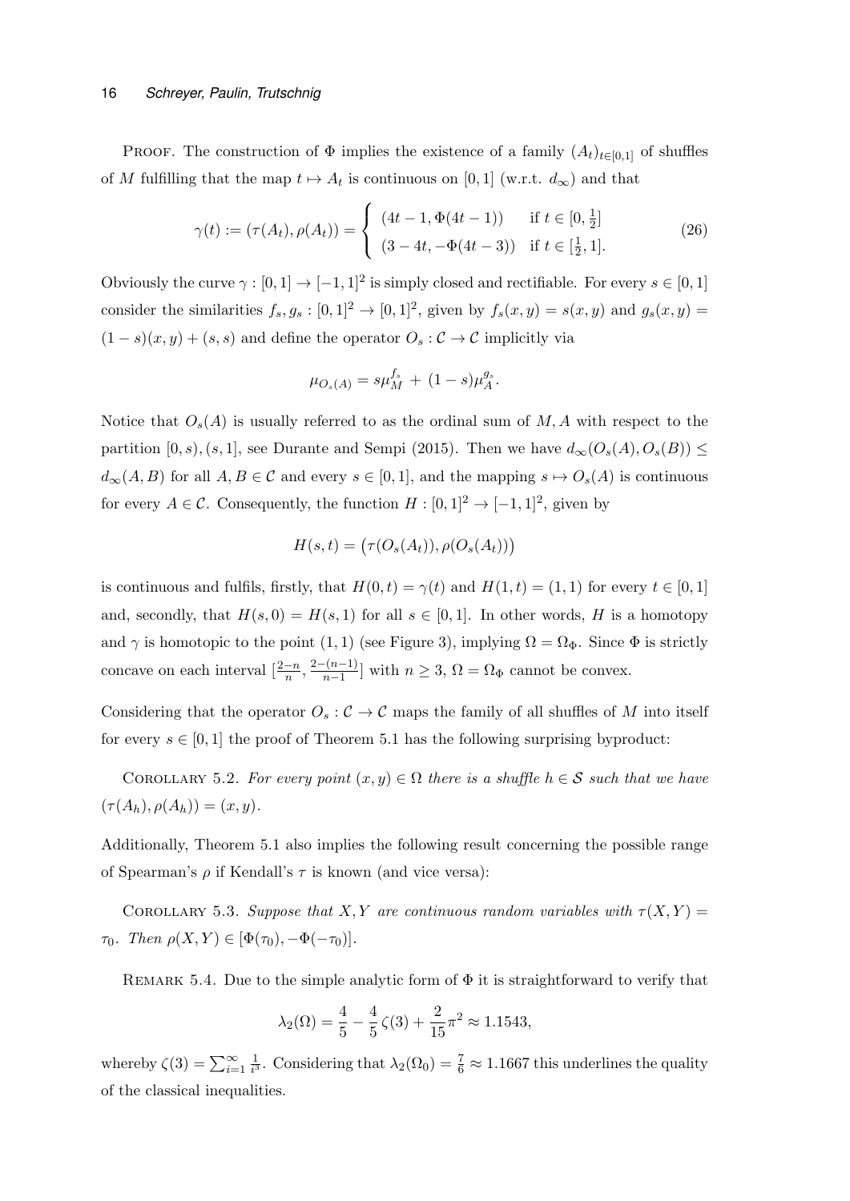PROOF. The construction of $\Phi$ implies the existence of a family $(A_t)_{t\in[0,1]}$ of shuffles of $M$ fulfilling that the map $t \mapsto A_t$ is continuous on $[0,1]$ (w.r.t. $d_\infty$) and that

$$\gamma(t) := (\tau(A_t), \rho(A_t)) = \begin{cases} (4t-1, \Phi(4t-1)) & \text{if } t \in [0, \frac{1}{2}] \\ (3-4t, -\Phi(4t-3)) & \text{if } t \in [\frac{1}{2}, 1]. \end{cases} \tag{26}$$

Obviously the curve $\gamma : [0,1] \to [-1,1]^2$ is simply closed and rectifiable. For every $s \in [0,1]$ consider the similarities $f_s, g_s : [0,1]^2 \to [0,1]^2$, given by $f_s(x,y) = s(x,y)$ and $g_s(x,y) = (1-s)(x,y) + (s,s)$ and define the operator $O_s : \mathcal{C} \to \mathcal{C}$ implicitly via

$$\mu_{O_s(A)} = s\mu_M^{f_s} + (1-s)\mu_A^{g_s}.$$

Notice that $O_s(A)$ is usually referred to as the ordinal sum of $M, A$ with respect to the partition $[0,s),(s,1]$, see Durante and Sempi (2015). Then we have $d_\infty(O_s(A), O_s(B)) \leq d_\infty(A,B)$ for all $A, B \in \mathcal{C}$ and every $s \in [0,1]$, and the mapping $s \mapsto O_s(A)$ is continuous for every $A \in \mathcal{C}$. Consequently, the function $H : [0,1]^2 \to [-1,1]^2$, given by

$$H(s,t) = \big(\tau(O_s(A_t)), \rho(O_s(A_t))\big)$$

is continuous and fulfils, firstly, that $H(0,t) = \gamma(t)$ and $H(1,t) = (1,1)$ for every $t \in [0,1]$ and, secondly, that $H(s,0) = H(s,1)$ for all $s \in [0,1]$. In other words, $H$ is a homotopy and $\gamma$ is homotopic to the point $(1,1)$ (see Figure 3), implying $\Omega = \Omega_\Phi$. Since $\Phi$ is strictly concave on each interval $[\frac{2-n}{n}, \frac{2-(n-1)}{n-1}]$ with $n \geq 3$, $\Omega = \Omega_\Phi$ cannot be convex.

Considering that the operator $O_s : \mathcal{C} \to \mathcal{C}$ maps the family of all shuffles of $M$ into itself for every $s \in [0,1]$ the proof of Theorem 5.1 has the following surprising byproduct:

COROLLARY 5.2. *For every point $(x,y) \in \Omega$ there is a shuffle $h \in \mathcal{S}$ such that we have $(\tau(A_h), \rho(A_h)) = (x,y)$.*

Additionally, Theorem 5.1 also implies the following result concerning the possible range of Spearman's $\rho$ if Kendall's $\tau$ is known (and vice versa):

COROLLARY 5.3. *Suppose that $X, Y$ are continuous random variables with $\tau(X,Y) = \tau_0$. Then $\rho(X,Y) \in [\Phi(\tau_0), -\Phi(-\tau_0)]$.*

REMARK 5.4. Due to the simple analytic form of $\Phi$ it is straightforward to verify that

$$\lambda_2(\Omega) = \frac{4}{5} - \frac{4}{5}\zeta(3) + \frac{2}{15}\pi^2 \approx 1.1543,$$

whereby $\zeta(3) = \sum_{i=1}^\infty \frac{1}{i^3}$. Considering that $\lambda_2(\Omega_0) = \frac{7}{6} \approx 1.1667$ this underlines the quality of the classical inequalities.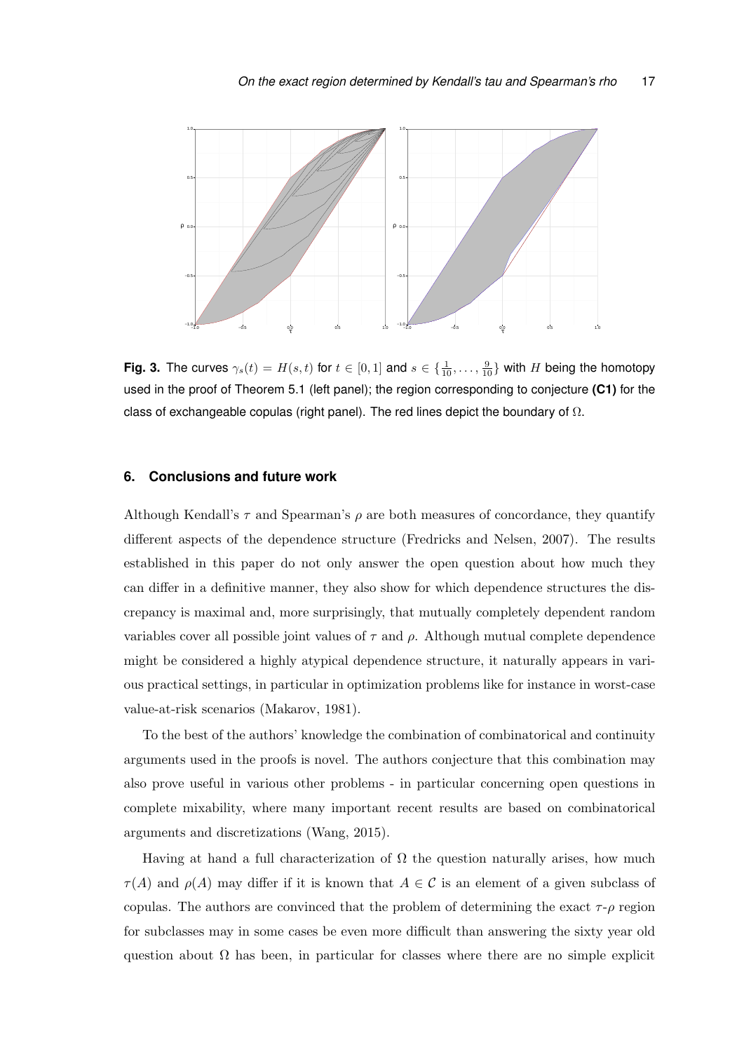**Fig. 3.** The curves $\gamma_s(t) = H(s,t)$ for $t \in [0,1]$ and $s \in \{\frac{1}{10}, \ldots, \frac{9}{10}\}$ with $H$ being the homotopy used in the proof of Theorem 5.1 (left panel); the region corresponding to conjecture **(C1)** for the class of exchangeable copulas (right panel). The red lines depict the boundary of $\Omega$.

## 6. Conclusions and future work

Although Kendall's $\tau$ and Spearman's $\rho$ are both measures of concordance, they quantify different aspects of the dependence structure (Fredricks and Nelsen, 2007). The results established in this paper do not only answer the open question about how much they can differ in a definitive manner, they also show for which dependence structures the discrepancy is maximal and, more surprisingly, that mutually completely dependent random variables cover all possible joint values of $\tau$ and $\rho$. Although mutual complete dependence might be considered a highly atypical dependence structure, it naturally appears in various practical settings, in particular in optimization problems like for instance in worst-case value-at-risk scenarios (Makarov, 1981).

To the best of the authors' knowledge the combination of combinatorical and continuity arguments used in the proofs is novel. The authors conjecture that this combination may also prove useful in various other problems - in particular concerning open questions in complete mixability, where many important recent results are based on combinatorical arguments and discretizations (Wang, 2015).

Having at hand a full characterization of $\Omega$ the question naturally arises, how much $\tau(A)$ and $\rho(A)$ may differ if it is known that $A \in \mathcal{C}$ is an element of a given subclass of copulas. The authors are convinced that the problem of determining the exact $\tau$-$\rho$ region for subclasses may in some cases be even more difficult than answering the sixty year old question about $\Omega$ has been, in particular for classes where there are no simple explicit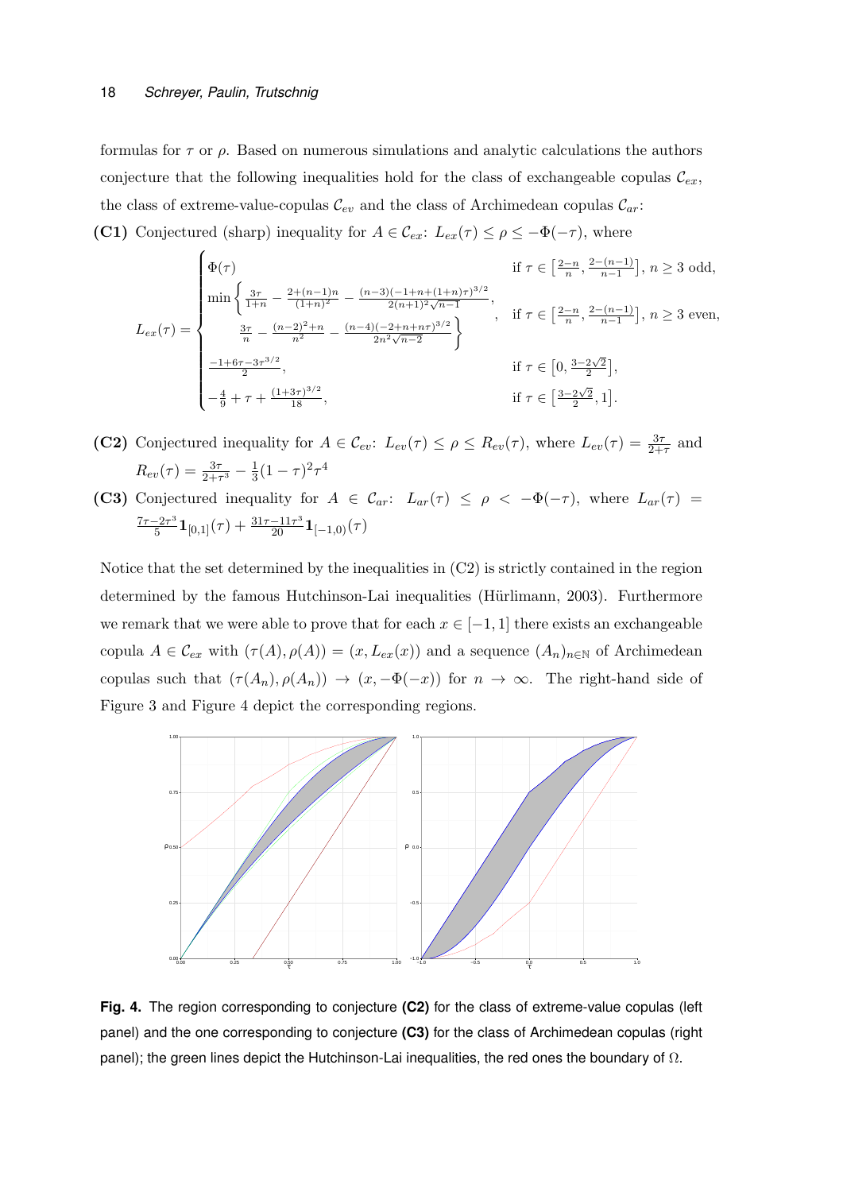formulas for $\tau$ or $\rho$. Based on numerous simulations and analytic calculations the authors conjecture that the following inequalities hold for the class of exchangeable copulas $\mathcal{C}_{ex}$, the class of extreme-value-copulas $\mathcal{C}_{ev}$ and the class of Archimedean copulas $\mathcal{C}_{ar}$:

**(C1)** Conjectured (sharp) inequality for $A \in \mathcal{C}_{ex}$: $L_{ex}(\tau) \leq \rho \leq -\Phi(-\tau)$, where

$$L_{ex}(\tau) = \begin{cases} \Phi(\tau) & \text{if } \tau \in \left[\frac{2-n}{n}, \frac{2-(n-1)}{n-1}\right],\ n \geq 3 \text{ odd}, \\ \min\left\{ \frac{3\tau}{1+n} - \frac{2+(n-1)n}{(1+n)^2} - \frac{(n-3)(-1+n+(1+n)\tau)^{3/2}}{2(n+1)^2\sqrt{n-1}}, \right. & \\ \qquad \left. \frac{3\tau}{n} - \frac{(n-2)^2+n}{n^2} - \frac{(n-4)(-2+n+n\tau)^{3/2}}{2n^2\sqrt{n-2}} \right\}, & \text{if } \tau \in \left[\frac{2-n}{n}, \frac{2-(n-1)}{n-1}\right],\ n \geq 3 \text{ even}, \\ \frac{-1+6\tau-3\tau^{3/2}}{2}, & \text{if } \tau \in \left[0, \frac{3-2\sqrt{2}}{2}\right], \\ -\frac{4}{9} + \tau + \frac{(1+3\tau)^{3/2}}{18}, & \text{if } \tau \in \left[\frac{3-2\sqrt{2}}{2}, 1\right]. \end{cases}$$

**(C2)** Conjectured inequality for $A \in \mathcal{C}_{ev}$: $L_{ev}(\tau) \leq \rho \leq R_{ev}(\tau)$, where $L_{ev}(\tau) = \frac{3\tau}{2+\tau}$ and $R_{ev}(\tau) = \frac{3\tau}{2+\tau^3} - \frac{1}{3}(1-\tau)^2\tau^4$

**(C3)** Conjectured inequality for $A \in \mathcal{C}_{ar}$: $L_{ar}(\tau) \leq \rho < -\Phi(-\tau)$, where $L_{ar}(\tau) = \frac{7\tau-2\tau^3}{5}\mathbf{1}_{[0,1]}(\tau) + \frac{31\tau-11\tau^3}{20}\mathbf{1}_{[-1,0)}(\tau)$

Notice that the set determined by the inequalities in (C2) is strictly contained in the region determined by the famous Hutchinson-Lai inequalities (Hürlimann, 2003). Furthermore we remark that we were able to prove that for each $x \in [-1, 1]$ there exists an exchangeable copula $A \in \mathcal{C}_{ex}$ with $(\tau(A), \rho(A)) = (x, L_{ex}(x))$ and a sequence $(A_n)_{n\in\mathbb{N}}$ of Archimedean copulas such that $(\tau(A_n), \rho(A_n)) \to (x, -\Phi(-x))$ for $n \to \infty$. The right-hand side of Figure 3 and Figure 4 depict the corresponding regions.

**Fig. 4.** The region corresponding to conjecture **(C2)** for the class of extreme-value copulas (left panel) and the one corresponding to conjecture **(C3)** for the class of Archimedean copulas (right panel); the green lines depict the Hutchinson-Lai inequalities, the red ones the boundary of $\Omega$.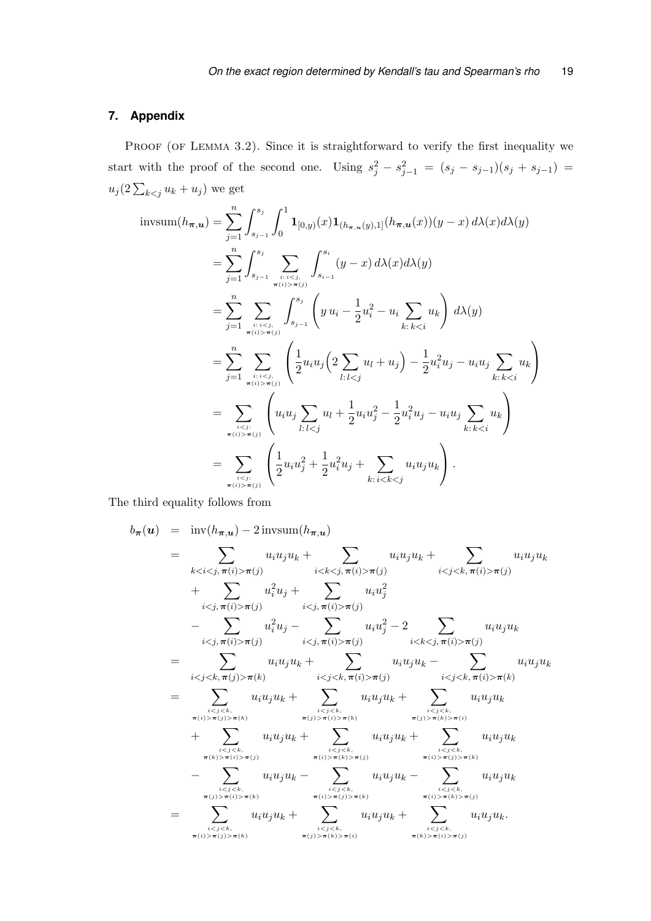## 7. Appendix

PROOF (OF LEMMA 3.2). Since it is straightforward to verify the first inequality we start with the proof of the second one. Using $s_j^2 - s_{j-1}^2 = (s_j - s_{j-1})(s_j + s_{j-1}) = u_j(2\sum_{k<j} u_k + u_j)$ we get

$$
\begin{aligned}
\operatorname{invsum}(h_{\boldsymbol{\pi},\boldsymbol{u}}) &= \sum_{j=1}^{n} \int_{s_{j-1}}^{s_j} \int_0^1 \mathbf{1}_{[0,y)}(x)\mathbf{1}_{(h_{\boldsymbol{\pi},\boldsymbol{u}}(y),1]}(h_{\boldsymbol{\pi},\boldsymbol{u}}(x))(y-x)\, d\lambda(x) d\lambda(y) \\
&= \sum_{j=1}^{n} \int_{s_{j-1}}^{s_j} \sum_{\substack{i:\, i<j, \\ \boldsymbol{\pi}(i)>\boldsymbol{\pi}(j)}} \int_{s_{i-1}}^{s_i} (y-x)\, d\lambda(x) d\lambda(y) \\
&= \sum_{j=1}^{n} \sum_{\substack{i:\, i<j, \\ \boldsymbol{\pi}(i)>\boldsymbol{\pi}(j)}} \int_{s_{j-1}}^{s_j} \left( y\, u_i - \frac{1}{2}u_i^2 - u_i \sum_{k:\, k<i} u_k \right) d\lambda(y) \\
&= \sum_{j=1}^{n} \sum_{\substack{i:\, i<j, \\ \boldsymbol{\pi}(i)>\boldsymbol{\pi}(j)}} \left( \frac{1}{2}u_i u_j \Big( 2\sum_{l:\, l<j} u_l + u_j \Big) - \frac{1}{2}u_i^2 u_j - u_i u_j \sum_{k:\, k<i} u_k \right) \\
&= \sum_{\substack{i<j: \\ \boldsymbol{\pi}(i)>\boldsymbol{\pi}(j)}} \left( u_i u_j \sum_{l:\, l<j} u_l + \frac{1}{2}u_i u_j^2 - \frac{1}{2}u_i^2 u_j - u_i u_j \sum_{k:\, k<i} u_k \right) \\
&= \sum_{\substack{i<j: \\ \boldsymbol{\pi}(i)>\boldsymbol{\pi}(j)}} \left( \frac{1}{2}u_i u_j^2 + \frac{1}{2}u_i^2 u_j + \sum_{k:\, i<k<j} u_i u_j u_k \right).
\end{aligned}
$$

The third equality follows from

$$
\begin{aligned}
b_{\boldsymbol{\pi}}(\boldsymbol{u}) &= \operatorname{inv}(h_{\boldsymbol{\pi},\boldsymbol{u}}) - 2\operatorname{invsum}(h_{\boldsymbol{\pi},\boldsymbol{u}}) \\
&= \sum_{k<i<j,\, \boldsymbol{\pi}(i)>\boldsymbol{\pi}(j)} u_i u_j u_k + \sum_{i<k<j,\, \boldsymbol{\pi}(i)>\boldsymbol{\pi}(j)} u_i u_j u_k + \sum_{i<j<k,\, \boldsymbol{\pi}(i)>\boldsymbol{\pi}(j)} u_i u_j u_k \\
&\quad + \sum_{i<j,\, \boldsymbol{\pi}(i)>\boldsymbol{\pi}(j)} u_i^2 u_j + \sum_{i<j,\, \boldsymbol{\pi}(i)>\boldsymbol{\pi}(j)} u_i u_j^2 \\
&\quad - \sum_{i<j,\, \boldsymbol{\pi}(i)>\boldsymbol{\pi}(j)} u_i^2 u_j - \sum_{i<j,\, \boldsymbol{\pi}(i)>\boldsymbol{\pi}(j)} u_i u_j^2 - 2 \sum_{i<k<j,\, \boldsymbol{\pi}(i)>\boldsymbol{\pi}(j)} u_i u_j u_k \\
&= \sum_{i<j<k,\, \boldsymbol{\pi}(j)>\boldsymbol{\pi}(k)} u_i u_j u_k + \sum_{i<j<k,\, \boldsymbol{\pi}(i)>\boldsymbol{\pi}(j)} u_i u_j u_k - \sum_{i<j<k,\, \boldsymbol{\pi}(i)>\boldsymbol{\pi}(k)} u_i u_j u_k \\
&= \sum_{\substack{i<j<k, \\ \boldsymbol{\pi}(i)>\boldsymbol{\pi}(j)>\boldsymbol{\pi}(k)}} u_i u_j u_k + \sum_{\substack{i<j<k, \\ \boldsymbol{\pi}(j)>\boldsymbol{\pi}(i)>\boldsymbol{\pi}(k)}} u_i u_j u_k + \sum_{\substack{i<j<k, \\ \boldsymbol{\pi}(j)>\boldsymbol{\pi}(k)>\boldsymbol{\pi}(i)}} u_i u_j u_k \\
&\quad + \sum_{\substack{i<j<k, \\ \boldsymbol{\pi}(k)>\boldsymbol{\pi}(i)>\boldsymbol{\pi}(j)}} u_i u_j u_k + \sum_{\substack{i<j<k, \\ \boldsymbol{\pi}(i)>\boldsymbol{\pi}(k)>\boldsymbol{\pi}(j)}} u_i u_j u_k + \sum_{\substack{i<j<k, \\ \boldsymbol{\pi}(i)>\boldsymbol{\pi}(j)>\boldsymbol{\pi}(k)}} u_i u_j u_k \\
&\quad - \sum_{\substack{i<j<k, \\ \boldsymbol{\pi}(j)>\boldsymbol{\pi}(i)>\boldsymbol{\pi}(k)}} u_i u_j u_k - \sum_{\substack{i<j<k, \\ \boldsymbol{\pi}(i)>\boldsymbol{\pi}(j)>\boldsymbol{\pi}(k)}} u_i u_j u_k - \sum_{\substack{i<j<k, \\ \boldsymbol{\pi}(i)>\boldsymbol{\pi}(k)>\boldsymbol{\pi}(j)}} u_i u_j u_k \\
&= \sum_{\substack{i<j<k, \\ \boldsymbol{\pi}(i)>\boldsymbol{\pi}(j)>\boldsymbol{\pi}(k)}} u_i u_j u_k + \sum_{\substack{i<j<k, \\ \boldsymbol{\pi}(j)>\boldsymbol{\pi}(k)>\boldsymbol{\pi}(i)}} u_i u_j u_k + \sum_{\substack{i<j<k, \\ \boldsymbol{\pi}(k)>\boldsymbol{\pi}(i)>\boldsymbol{\pi}(j)}} u_i u_j u_k.
\end{aligned}
$$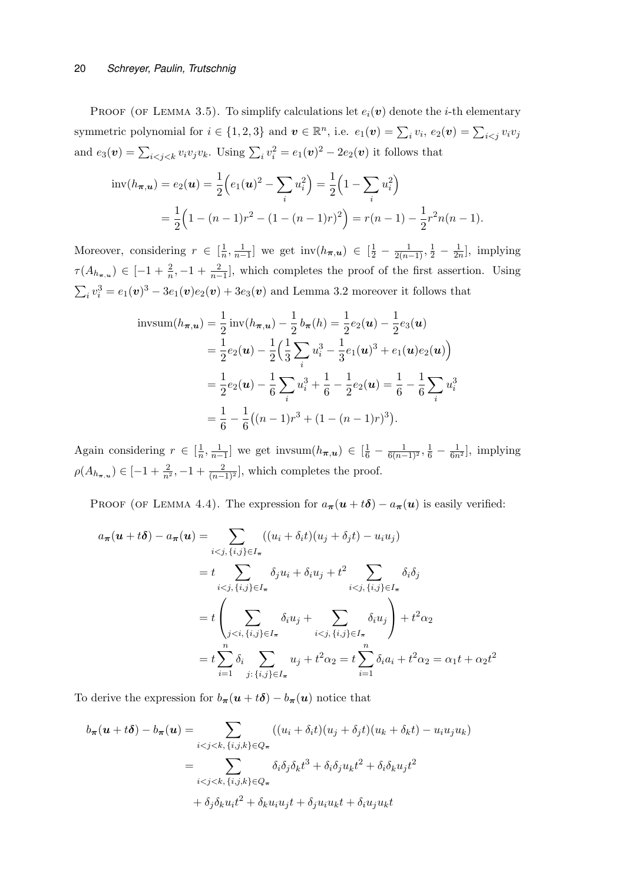PROOF (OF LEMMA 3.5). To simplify calculations let $e_i(\boldsymbol{v})$ denote the $i$-th elementary symmetric polynomial for $i \in \{1,2,3\}$ and $\boldsymbol{v} \in \mathbb{R}^n$, i.e. $e_1(\boldsymbol{v}) = \sum_i v_i$, $e_2(\boldsymbol{v}) = \sum_{i<j} v_i v_j$ and $e_3(\boldsymbol{v}) = \sum_{i<j<k} v_i v_j v_k$. Using $\sum_i v_i^2 = e_1(\boldsymbol{v})^2 - 2e_2(\boldsymbol{v})$ it follows that

$$
\begin{aligned}
\mathrm{inv}(h_{\boldsymbol{\pi},\boldsymbol{u}}) = e_2(\boldsymbol{u}) &= \frac{1}{2}\Big(e_1(\boldsymbol{u})^2 - \sum_i u_i^2\Big) = \frac{1}{2}\Big(1 - \sum_i u_i^2\Big) \\
&= \frac{1}{2}\Big(1 - (n-1)r^2 - (1-(n-1)r)^2\Big) = r(n-1) - \frac{1}{2}r^2 n(n-1).
\end{aligned}
$$

Moreover, considering $r \in [\frac{1}{n}, \frac{1}{n-1}]$ we get $\mathrm{inv}(h_{\boldsymbol{\pi},\boldsymbol{u}}) \in [\frac{1}{2} - \frac{1}{2(n-1)}, \frac{1}{2} - \frac{1}{2n}]$, implying $\tau(A_{h_{\boldsymbol{\pi},\boldsymbol{u}}}) \in [-1 + \frac{2}{n}, -1 + \frac{2}{n-1}]$, which completes the proof of the first assertion. Using $\sum_i v_i^3 = e_1(\boldsymbol{v})^3 - 3e_1(\boldsymbol{v})e_2(\boldsymbol{v}) + 3e_3(\boldsymbol{v})$ and Lemma 3.2 moreover it follows that

$$
\begin{aligned}
\mathrm{invsum}(h_{\boldsymbol{\pi},\boldsymbol{u}}) &= \frac{1}{2}\,\mathrm{inv}(h_{\boldsymbol{\pi},\boldsymbol{u}}) - \frac{1}{2}\,b_{\boldsymbol{\pi}}(h) = \frac{1}{2}e_2(\boldsymbol{u}) - \frac{1}{2}e_3(\boldsymbol{u}) \\
&= \frac{1}{2}e_2(\boldsymbol{u}) - \frac{1}{2}\Big(\frac{1}{3}\sum_i u_i^3 - \frac{1}{3}e_1(\boldsymbol{u})^3 + e_1(\boldsymbol{u})e_2(\boldsymbol{u})\Big) \\
&= \frac{1}{2}e_2(\boldsymbol{u}) - \frac{1}{6}\sum_i u_i^3 + \frac{1}{6} - \frac{1}{2}e_2(\boldsymbol{u}) = \frac{1}{6} - \frac{1}{6}\sum_i u_i^3 \\
&= \frac{1}{6} - \frac{1}{6}\big((n-1)r^3 + (1-(n-1)r)^3\big).
\end{aligned}
$$

Again considering $r \in [\frac{1}{n}, \frac{1}{n-1}]$ we get $\mathrm{invsum}(h_{\boldsymbol{\pi},\boldsymbol{u}}) \in [\frac{1}{6} - \frac{1}{6(n-1)^2}, \frac{1}{6} - \frac{1}{6n^2}]$, implying $\rho(A_{h_{\boldsymbol{\pi},\boldsymbol{u}}}) \in [-1 + \frac{2}{n^2}, -1 + \frac{2}{(n-1)^2}]$, which completes the proof.

PROOF (OF LEMMA 4.4). The expression for $a_{\boldsymbol{\pi}}(\boldsymbol{u} + t\boldsymbol{\delta}) - a_{\boldsymbol{\pi}}(\boldsymbol{u})$ is easily verified:

$$
\begin{aligned}
a_{\boldsymbol{\pi}}(\boldsymbol{u} + t\boldsymbol{\delta}) - a_{\boldsymbol{\pi}}(\boldsymbol{u}) &= \sum_{i<j,\,\{i,j\}\in I_{\boldsymbol{\pi}}} ((u_i + \delta_i t)(u_j + \delta_j t) - u_i u_j) \\
&= t \sum_{i<j,\,\{i,j\}\in I_{\boldsymbol{\pi}}} \delta_j u_i + \delta_i u_j + t^2 \sum_{i<j,\,\{i,j\}\in I_{\boldsymbol{\pi}}} \delta_i \delta_j \\
&= t\left(\sum_{j<i,\,\{i,j\}\in I_{\boldsymbol{\pi}}} \delta_i u_j + \sum_{i<j,\,\{i,j\}\in I_{\boldsymbol{\pi}}} \delta_i u_j\right) + t^2 \alpha_2 \\
&= t\sum_{i=1}^{n} \delta_i \sum_{j:\,\{i,j\}\in I_{\boldsymbol{\pi}}} u_j + t^2\alpha_2 = t\sum_{i=1}^{n} \delta_i a_i + t^2 \alpha_2 = \alpha_1 t + \alpha_2 t^2
\end{aligned}
$$

To derive the expression for $b_{\boldsymbol{\pi}}(\boldsymbol{u} + t\boldsymbol{\delta}) - b_{\boldsymbol{\pi}}(\boldsymbol{u})$ notice that

$$
\begin{aligned}
b_{\boldsymbol{\pi}}(\boldsymbol{u} + t\boldsymbol{\delta}) - b_{\boldsymbol{\pi}}(\boldsymbol{u}) &= \sum_{i<j<k,\,\{i,j,k\}\in Q_{\boldsymbol{\pi}}} ((u_i + \delta_i t)(u_j + \delta_j t)(u_k + \delta_k t) - u_i u_j u_k) \\
&= \sum_{i<j<k,\,\{i,j,k\}\in Q_{\boldsymbol{\pi}}} \delta_i\delta_j\delta_k t^3 + \delta_i\delta_j u_k t^2 + \delta_i\delta_k u_j t^2 \\
&\quad + \delta_j\delta_k u_i t^2 + \delta_k u_i u_j t + \delta_j u_i u_k t + \delta_i u_j u_k t
\end{aligned}
$$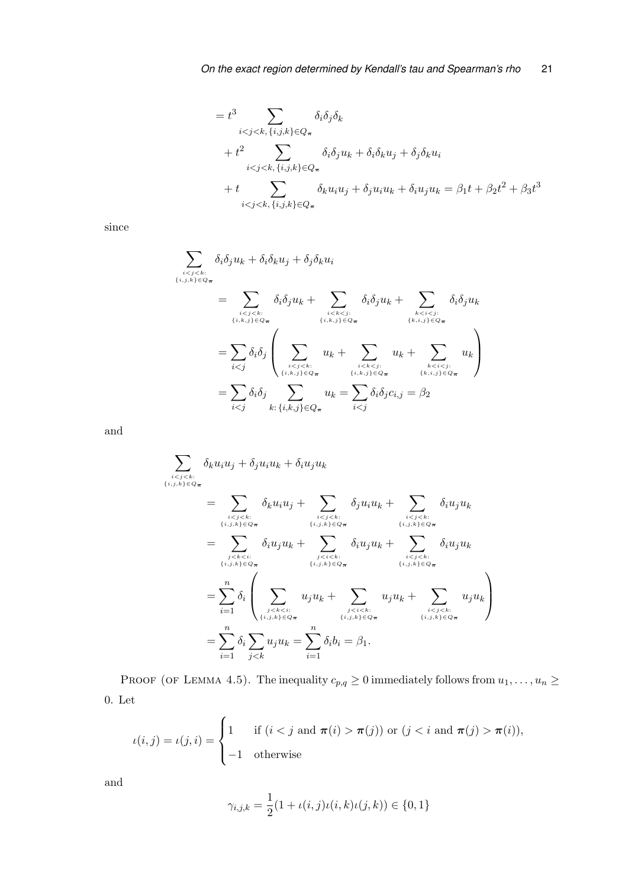$$
\begin{aligned}
&= t^3 \sum_{i<j<k,\, \{i,j,k\} \in Q_{\boldsymbol{\pi}}} \delta_i \delta_j \delta_k \\
&\quad + t^2 \sum_{i<j<k,\, \{i,j,k\} \in Q_{\boldsymbol{\pi}}} \delta_i \delta_j u_k + \delta_i \delta_k u_j + \delta_j \delta_k u_i \\
&\quad + t \sum_{i<j<k,\, \{i,j,k\} \in Q_{\boldsymbol{\pi}}} \delta_k u_i u_j + \delta_j u_i u_k + \delta_i u_j u_k = \beta_1 t + \beta_2 t^2 + \beta_3 t^3
\end{aligned}
$$

since

$$
\begin{aligned}
&\sum_{\substack{i<j<k: \\ \{i,j,k\} \in Q_{\boldsymbol{\pi}}}} \delta_i \delta_j u_k + \delta_i \delta_k u_j + \delta_j \delta_k u_i \\
&\qquad = \sum_{\substack{i<j<k: \\ \{i,k,j\} \in Q_{\boldsymbol{\pi}}}} \delta_i \delta_j u_k + \sum_{\substack{i<k<j: \\ \{i,k,j\} \in Q_{\boldsymbol{\pi}}}} \delta_i \delta_j u_k + \sum_{\substack{k<i<j: \\ \{k,i,j\} \in Q_{\boldsymbol{\pi}}}} \delta_i \delta_j u_k \\
&\qquad = \sum_{i<j} \delta_i \delta_j \left( \sum_{\substack{i<j<k: \\ \{i,k,j\} \in Q_{\boldsymbol{\pi}}}} u_k + \sum_{\substack{i<k<j: \\ \{i,k,j\} \in Q_{\boldsymbol{\pi}}}} u_k + \sum_{\substack{k<i<j: \\ \{k,i,j\} \in Q_{\boldsymbol{\pi}}}} u_k \right) \\
&\qquad = \sum_{i<j} \delta_i \delta_j \sum_{k \colon \{i,k,j\} \in Q_{\boldsymbol{\pi}}} u_k = \sum_{i<j} \delta_i \delta_j c_{i,j} = \beta_2
\end{aligned}
$$

and

$$
\begin{aligned}
&\sum_{\substack{i<j<k: \\ \{i,j,k\} \in Q_{\boldsymbol{\pi}}}} \delta_k u_i u_j + \delta_j u_i u_k + \delta_i u_j u_k \\
&\qquad = \sum_{\substack{i<j<k: \\ \{i,j,k\} \in Q_{\boldsymbol{\pi}}}} \delta_k u_i u_j + \sum_{\substack{i<j<k: \\ \{i,j,k\} \in Q_{\boldsymbol{\pi}}}} \delta_j u_i u_k + \sum_{\substack{i<j<k: \\ \{i,j,k\} \in Q_{\boldsymbol{\pi}}}} \delta_i u_j u_k \\
&\qquad = \sum_{\substack{j<k<i: \\ \{i,j,k\} \in Q_{\boldsymbol{\pi}}}} \delta_i u_j u_k + \sum_{\substack{j<i<k: \\ \{i,j,k\} \in Q_{\boldsymbol{\pi}}}} \delta_i u_j u_k + \sum_{\substack{i<j<k: \\ \{i,j,k\} \in Q_{\boldsymbol{\pi}}}} \delta_i u_j u_k \\
&\qquad = \sum_{i=1}^{n} \delta_i \left( \sum_{\substack{j<k<i: \\ \{i,j,k\} \in Q_{\boldsymbol{\pi}}}} u_j u_k + \sum_{\substack{j<i<k: \\ \{i,j,k\} \in Q_{\boldsymbol{\pi}}}} u_j u_k + \sum_{\substack{i<j<k: \\ \{i,j,k\} \in Q_{\boldsymbol{\pi}}}} u_j u_k \right) \\
&\qquad = \sum_{i=1}^{n} \delta_i \sum_{j<k} u_j u_k = \sum_{i=1}^{n} \delta_i b_i = \beta_1.
\end{aligned}
$$

Proof (of Lemma 4.5). The inequality $c_{p,q} \geq 0$ immediately follows from $u_1, \ldots, u_n \geq 0$. Let

$$
\iota(i,j) = \iota(j,i) = \begin{cases} 1 & \text{if } (i<j \text{ and } \boldsymbol{\pi}(i) > \boldsymbol{\pi}(j)) \text{ or } (j<i \text{ and } \boldsymbol{\pi}(j) > \boldsymbol{\pi}(i)), \\ -1 & \text{otherwise} \end{cases}
$$

and

$$
\gamma_{i,j,k} = \frac{1}{2}(1 + \iota(i,j)\iota(i,k)\iota(j,k)) \in \{0,1\}
$$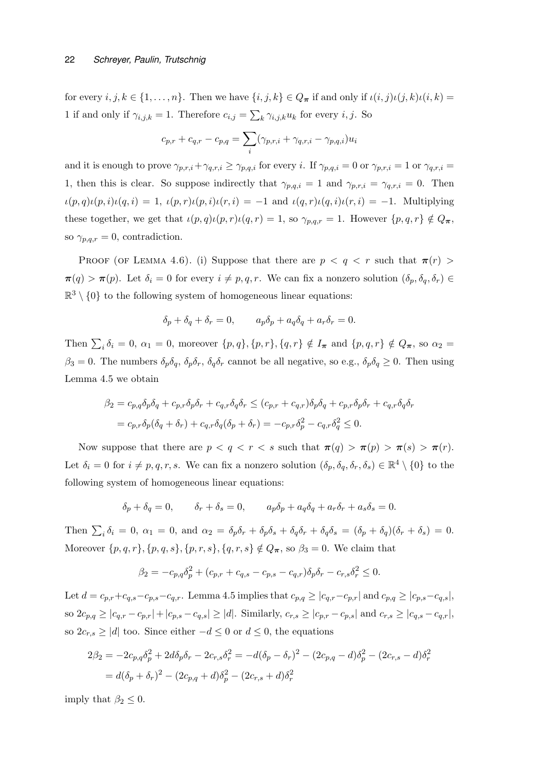for every $i, j, k \in \{1, \ldots, n\}$. Then we have $\{i, j, k\} \in Q_{\boldsymbol{\pi}}$ if and only if $\iota(i,j)\iota(j,k)\iota(i,k) = 1$ if and only if $\gamma_{i,j,k} = 1$. Therefore $c_{i,j} = \sum_k \gamma_{i,j,k} u_k$ for every $i, j$. So

$$c_{p,r} + c_{q,r} - c_{p,q} = \sum_i (\gamma_{p,r,i} + \gamma_{q,r,i} - \gamma_{p,q,i}) u_i$$

and it is enough to prove $\gamma_{p,r,i} + \gamma_{q,r,i} \geq \gamma_{p,q,i}$ for every $i$. If $\gamma_{p,q,i} = 0$ or $\gamma_{p,r,i} = 1$ or $\gamma_{q,r,i} = 1$, then this is clear. So suppose indirectly that $\gamma_{p,q,i} = 1$ and $\gamma_{p,r,i} = \gamma_{q,r,i} = 0$. Then $\iota(p,q)\iota(p,i)\iota(q,i) = 1$, $\iota(p,r)\iota(p,i)\iota(r,i) = -1$ and $\iota(q,r)\iota(q,i)\iota(r,i) = -1$. Multiplying these together, we get that $\iota(p,q)\iota(p,r)\iota(q,r) = 1$, so $\gamma_{p,q,r} = 1$. However $\{p, q, r\} \notin Q_{\boldsymbol{\pi}}$, so $\gamma_{p,q,r} = 0$, contradiction.

Proof (of Lemma 4.6). (i) Suppose that there are $p < q < r$ such that $\boldsymbol{\pi}(r) > \boldsymbol{\pi}(q) > \boldsymbol{\pi}(p)$. Let $\delta_i = 0$ for every $i \neq p, q, r$. We can fix a nonzero solution $(\delta_p, \delta_q, \delta_r) \in \mathbb{R}^3 \setminus \{0\}$ to the following system of homogeneous linear equations:

$$\delta_p + \delta_q + \delta_r = 0, \qquad a_p\delta_p + a_q\delta_q + a_r\delta_r = 0.$$

Then $\sum_i \delta_i = 0$, $\alpha_1 = 0$, moreover $\{p, q\}, \{p, r\}, \{q, r\} \notin I_{\boldsymbol{\pi}}$ and $\{p, q, r\} \notin Q_{\boldsymbol{\pi}}$, so $\alpha_2 = \beta_3 = 0$. The numbers $\delta_p\delta_q$, $\delta_p\delta_r$, $\delta_q\delta_r$ cannot be all negative, so e.g., $\delta_p\delta_q \geq 0$. Then using Lemma 4.5 we obtain

$$\begin{aligned}
\beta_2 &= c_{p,q}\delta_p\delta_q + c_{p,r}\delta_p\delta_r + c_{q,r}\delta_q\delta_r \leq (c_{p,r} + c_{q,r})\delta_p\delta_q + c_{p,r}\delta_p\delta_r + c_{q,r}\delta_q\delta_r \\
&= c_{p,r}\delta_p(\delta_q + \delta_r) + c_{q,r}\delta_q(\delta_p + \delta_r) = -c_{p,r}\delta_p^2 - c_{q,r}\delta_q^2 \leq 0.
\end{aligned}$$

Now suppose that there are $p < q < r < s$ such that $\boldsymbol{\pi}(q) > \boldsymbol{\pi}(p) > \boldsymbol{\pi}(s) > \boldsymbol{\pi}(r)$. Let $\delta_i = 0$ for $i \neq p, q, r, s$. We can fix a nonzero solution $(\delta_p, \delta_q, \delta_r, \delta_s) \in \mathbb{R}^4 \setminus \{0\}$ to the following system of homogeneous linear equations:

$$\delta_p + \delta_q = 0, \qquad \delta_r + \delta_s = 0, \qquad a_p\delta_p + a_q\delta_q + a_r\delta_r + a_s\delta_s = 0.$$

Then $\sum_i \delta_i = 0$, $\alpha_1 = 0$, and $\alpha_2 = \delta_p\delta_r + \delta_p\delta_s + \delta_q\delta_r + \delta_q\delta_s = (\delta_p + \delta_q)(\delta_r + \delta_s) = 0$. Moreover $\{p, q, r\}, \{p, q, s\}, \{p, r, s\}, \{q, r, s\} \notin Q_{\boldsymbol{\pi}}$, so $\beta_3 = 0$. We claim that

$$\beta_2 = -c_{p,q}\delta_p^2 + (c_{p,r} + c_{q,s} - c_{p,s} - c_{q,r})\delta_p\delta_r - c_{r,s}\delta_r^2 \leq 0.$$

Let $d = c_{p,r} + c_{q,s} - c_{p,s} - c_{q,r}$. Lemma 4.5 implies that $c_{p,q} \geq |c_{q,r} - c_{p,r}|$ and $c_{p,q} \geq |c_{p,s} - c_{q,s}|$, so $2c_{p,q} \geq |c_{q,r} - c_{p,r}| + |c_{p,s} - c_{q,s}| \geq |d|$. Similarly, $c_{r,s} \geq |c_{p,r} - c_{p,s}|$ and $c_{r,s} \geq |c_{q,s} - c_{q,r}|$, so $2c_{r,s} \geq |d|$ too. Since either $-d \leq 0$ or $d \leq 0$, the equations

$$\begin{aligned}
2\beta_2 = -2c_{p,q}\delta_p^2 + 2d\delta_p\delta_r - 2c_{r,s}\delta_r^2 &= -d(\delta_p - \delta_r)^2 - (2c_{p,q} - d)\delta_p^2 - (2c_{r,s} - d)\delta_r^2 \\
&= d(\delta_p + \delta_r)^2 - (2c_{p,q} + d)\delta_p^2 - (2c_{r,s} + d)\delta_r^2
\end{aligned}$$

imply that $\beta_2 \leq 0$.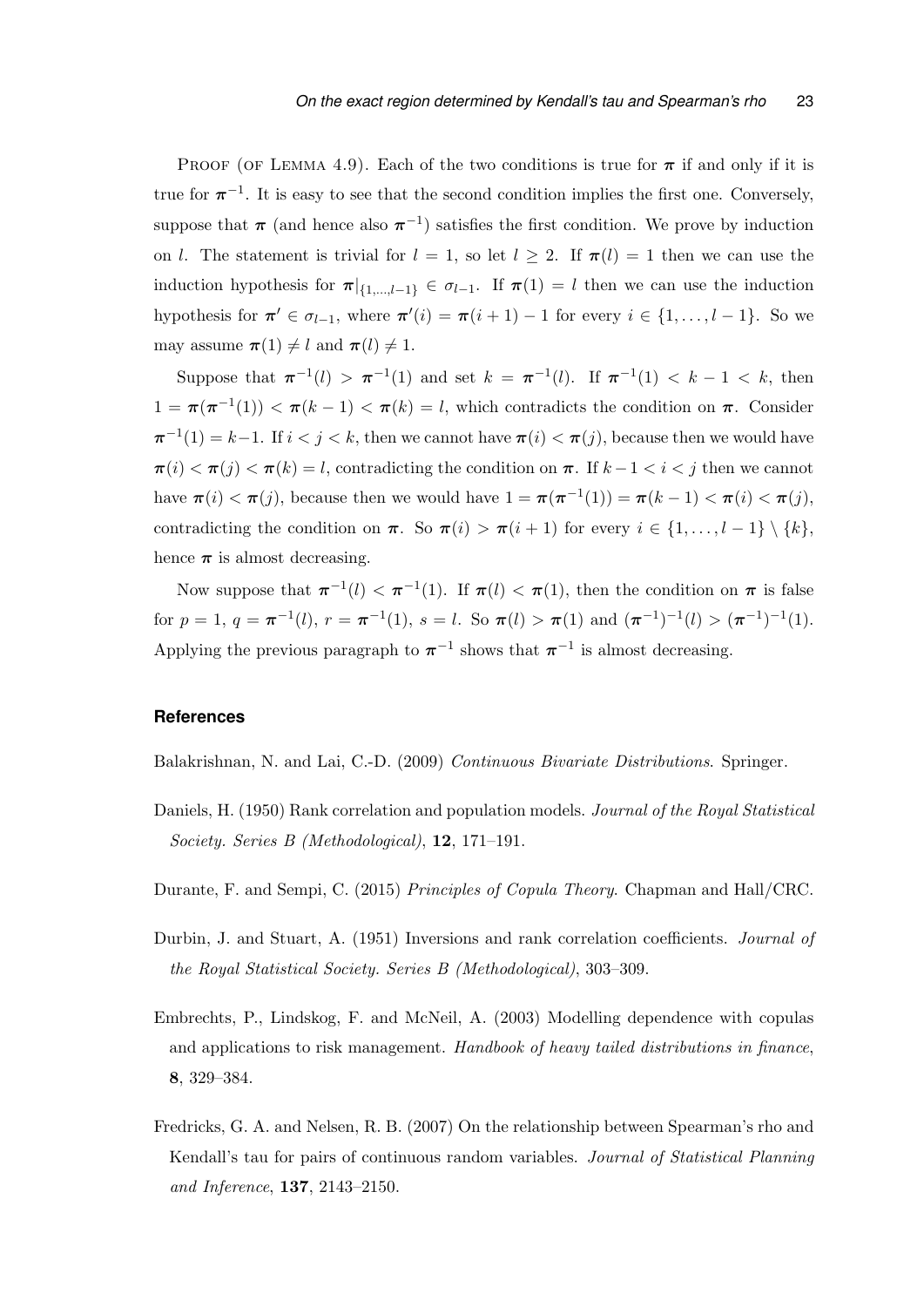PROOF (OF LEMMA 4.9). Each of the two conditions is true for $\boldsymbol{\pi}$ if and only if it is true for $\boldsymbol{\pi}^{-1}$. It is easy to see that the second condition implies the first one. Conversely, suppose that $\boldsymbol{\pi}$ (and hence also $\boldsymbol{\pi}^{-1}$) satisfies the first condition. We prove by induction on $l$. The statement is trivial for $l = 1$, so let $l \geq 2$. If $\boldsymbol{\pi}(l) = 1$ then we can use the induction hypothesis for $\boldsymbol{\pi}|_{\{1,\ldots,l-1\}} \in \sigma_{l-1}$. If $\boldsymbol{\pi}(1) = l$ then we can use the induction hypothesis for $\boldsymbol{\pi}' \in \sigma_{l-1}$, where $\boldsymbol{\pi}'(i) = \boldsymbol{\pi}(i+1) - 1$ for every $i \in \{1, \ldots, l-1\}$. So we may assume $\boldsymbol{\pi}(1) \neq l$ and $\boldsymbol{\pi}(l) \neq 1$.

Suppose that $\boldsymbol{\pi}^{-1}(l) > \boldsymbol{\pi}^{-1}(1)$ and set $k = \boldsymbol{\pi}^{-1}(l)$. If $\boldsymbol{\pi}^{-1}(1) < k - 1 < k$, then $1 = \boldsymbol{\pi}(\boldsymbol{\pi}^{-1}(1)) < \boldsymbol{\pi}(k-1) < \boldsymbol{\pi}(k) = l$, which contradicts the condition on $\boldsymbol{\pi}$. Consider $\boldsymbol{\pi}^{-1}(1) = k-1$. If $i < j < k$, then we cannot have $\boldsymbol{\pi}(i) < \boldsymbol{\pi}(j)$, because then we would have $\boldsymbol{\pi}(i) < \boldsymbol{\pi}(j) < \boldsymbol{\pi}(k) = l$, contradicting the condition on $\boldsymbol{\pi}$. If $k - 1 < i < j$ then we cannot have $\boldsymbol{\pi}(i) < \boldsymbol{\pi}(j)$, because then we would have $1 = \boldsymbol{\pi}(\boldsymbol{\pi}^{-1}(1)) = \boldsymbol{\pi}(k-1) < \boldsymbol{\pi}(i) < \boldsymbol{\pi}(j)$, contradicting the condition on $\boldsymbol{\pi}$. So $\boldsymbol{\pi}(i) > \boldsymbol{\pi}(i+1)$ for every $i \in \{1, \ldots, l-1\} \setminus \{k\}$, hence $\boldsymbol{\pi}$ is almost decreasing.

Now suppose that $\boldsymbol{\pi}^{-1}(l) < \boldsymbol{\pi}^{-1}(1)$. If $\boldsymbol{\pi}(l) < \boldsymbol{\pi}(1)$, then the condition on $\boldsymbol{\pi}$ is false for $p = 1$, $q = \boldsymbol{\pi}^{-1}(l)$, $r = \boldsymbol{\pi}^{-1}(1)$, $s = l$. So $\boldsymbol{\pi}(l) > \boldsymbol{\pi}(1)$ and $(\boldsymbol{\pi}^{-1})^{-1}(l) > (\boldsymbol{\pi}^{-1})^{-1}(1)$. Applying the previous paragraph to $\boldsymbol{\pi}^{-1}$ shows that $\boldsymbol{\pi}^{-1}$ is almost decreasing.

## References

Balakrishnan, N. and Lai, C.-D. (2009) *Continuous Bivariate Distributions*. Springer.

Daniels, H. (1950) Rank correlation and population models. *Journal of the Royal Statistical Society. Series B (Methodological)*, **12**, 171–191.

Durante, F. and Sempi, C. (2015) *Principles of Copula Theory*. Chapman and Hall/CRC.

Durbin, J. and Stuart, A. (1951) Inversions and rank correlation coefficients. *Journal of the Royal Statistical Society. Series B (Methodological)*, 303–309.

Embrechts, P., Lindskog, F. and McNeil, A. (2003) Modelling dependence with copulas and applications to risk management. *Handbook of heavy tailed distributions in finance*, **8**, 329–384.

Fredricks, G. A. and Nelsen, R. B. (2007) On the relationship between Spearman's rho and Kendall's tau for pairs of continuous random variables. *Journal of Statistical Planning and Inference*, **137**, 2143–2150.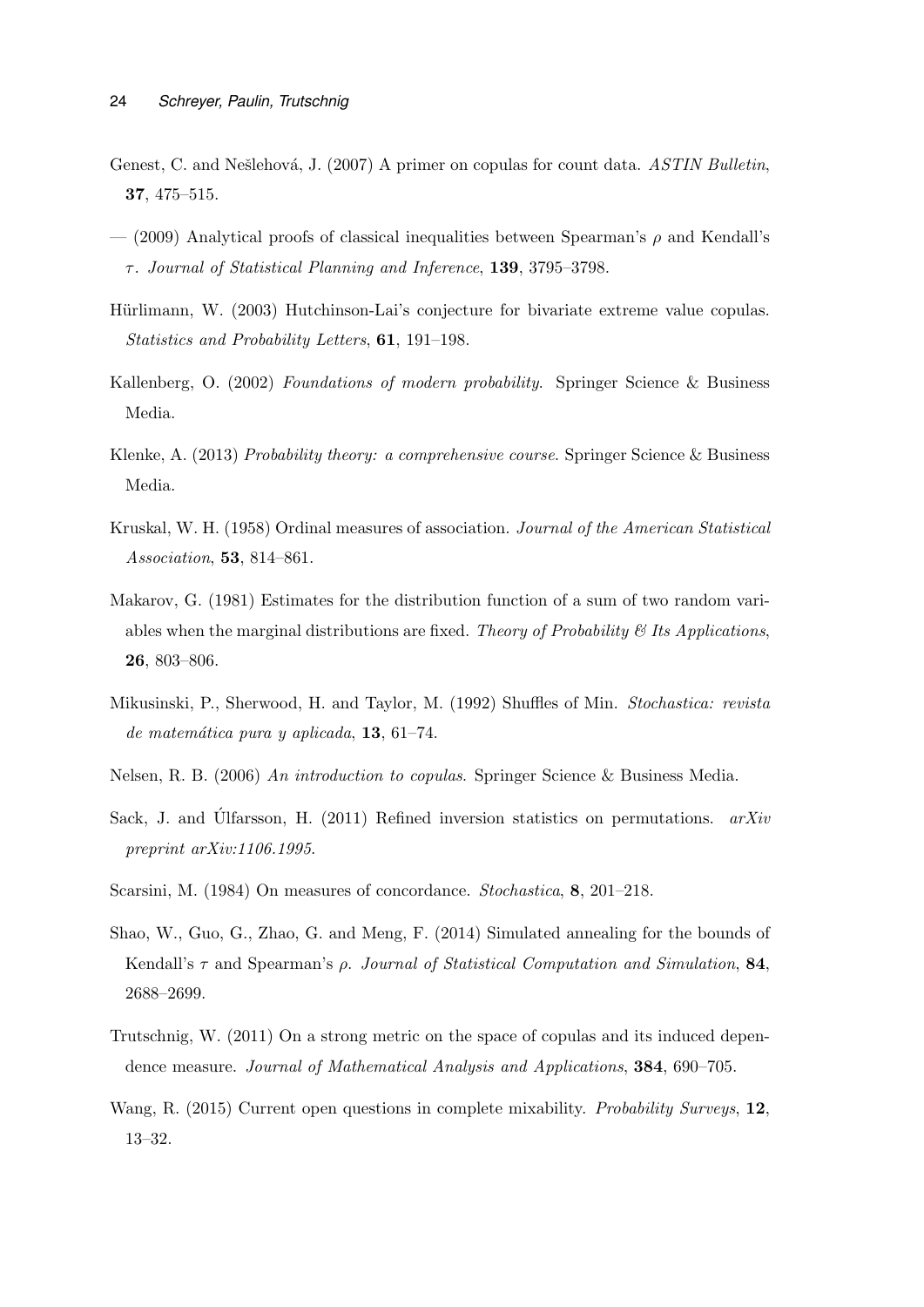Genest, C. and Nešlehová, J. (2007) A primer on copulas for count data. *ASTIN Bulletin*, **37**, 475–515.

— (2009) Analytical proofs of classical inequalities between Spearman's $\rho$ and Kendall's $\tau$. *Journal of Statistical Planning and Inference*, **139**, 3795–3798.

Hürlimann, W. (2003) Hutchinson-Lai's conjecture for bivariate extreme value copulas. *Statistics and Probability Letters*, **61**, 191–198.

Kallenberg, O. (2002) *Foundations of modern probability*. Springer Science & Business Media.

Klenke, A. (2013) *Probability theory: a comprehensive course*. Springer Science & Business Media.

Kruskal, W. H. (1958) Ordinal measures of association. *Journal of the American Statistical Association*, **53**, 814–861.

Makarov, G. (1981) Estimates for the distribution function of a sum of two random variables when the marginal distributions are fixed. *Theory of Probability & Its Applications*, **26**, 803–806.

Mikusinski, P., Sherwood, H. and Taylor, M. (1992) Shuffles of Min. *Stochastica: revista de matemática pura y aplicada*, **13**, 61–74.

Nelsen, R. B. (2006) *An introduction to copulas*. Springer Science & Business Media.

Sack, J. and Úlfarsson, H. (2011) Refined inversion statistics on permutations. *arXiv preprint arXiv:1106.1995*.

Scarsini, M. (1984) On measures of concordance. *Stochastica*, **8**, 201–218.

Shao, W., Guo, G., Zhao, G. and Meng, F. (2014) Simulated annealing for the bounds of Kendall's $\tau$ and Spearman's $\rho$. *Journal of Statistical Computation and Simulation*, **84**, 2688–2699.

Trutschnig, W. (2011) On a strong metric on the space of copulas and its induced dependence measure. *Journal of Mathematical Analysis and Applications*, **384**, 690–705.

Wang, R. (2015) Current open questions in complete mixability. *Probability Surveys*, **12**, 13–32.